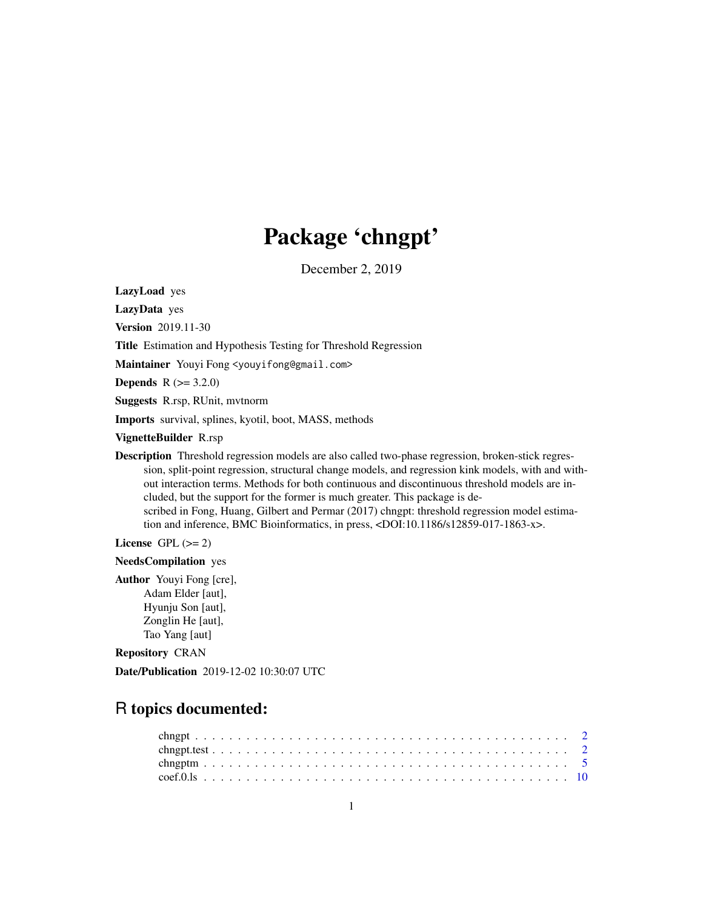# Package 'chngpt'

December 2, 2019

**LazyLoad** yes

**LazyData** yes

**Version** 2019.11-30

**Title** Estimation and Hypothesis Testing for Threshold Regression

**Maintainer** Youyi Fong <youyifong@gmail.com>

**Depends** R (>= 3.2.0)

**Suggests** R.rsp, RUnit, mvtnorm

**Imports** survival, splines, kyotil, boot, MASS, methods

**VignetteBuilder** R.rsp

**Description** Threshold regression models are also called two-phase regression, broken-stick regression, split-point regression, structural change models, and regression kink models, with and without interaction terms. Methods for both continuous and discontinuous threshold models are included, but the support for the former is much greater. This package is described in Fong, Huang, Gilbert and Permar (2017) chngpt: threshold regression model estimation and inference, BMC Bioinformatics, in press, <DOI:10.1186/s12859-017-1863-x>.

**License** GPL (>= 2)

**NeedsCompilation** yes

**Author** Youyi Fong [cre],
Adam Elder [aut],
Hyunju Son [aut],
Zonglin He [aut],
Tao Yang [aut]

**Repository** CRAN

**Date/Publication** 2019-12-02 10:30:07 UTC

## R topics documented:

chngpt . . . . . . . . . . . . . . . . . . . . . . . . . . . . . . . . . . . . . . . . . . . 2
chngpt.test . . . . . . . . . . . . . . . . . . . . . . . . . . . . . . . . . . . . . . . . . 2
chngptm . . . . . . . . . . . . . . . . . . . . . . . . . . . . . . . . . . . . . . . . . . 5
coef.0.ls . . . . . . . . . . . . . . . . . . . . . . . . . . . . . . . . . . . . . . . . . . 10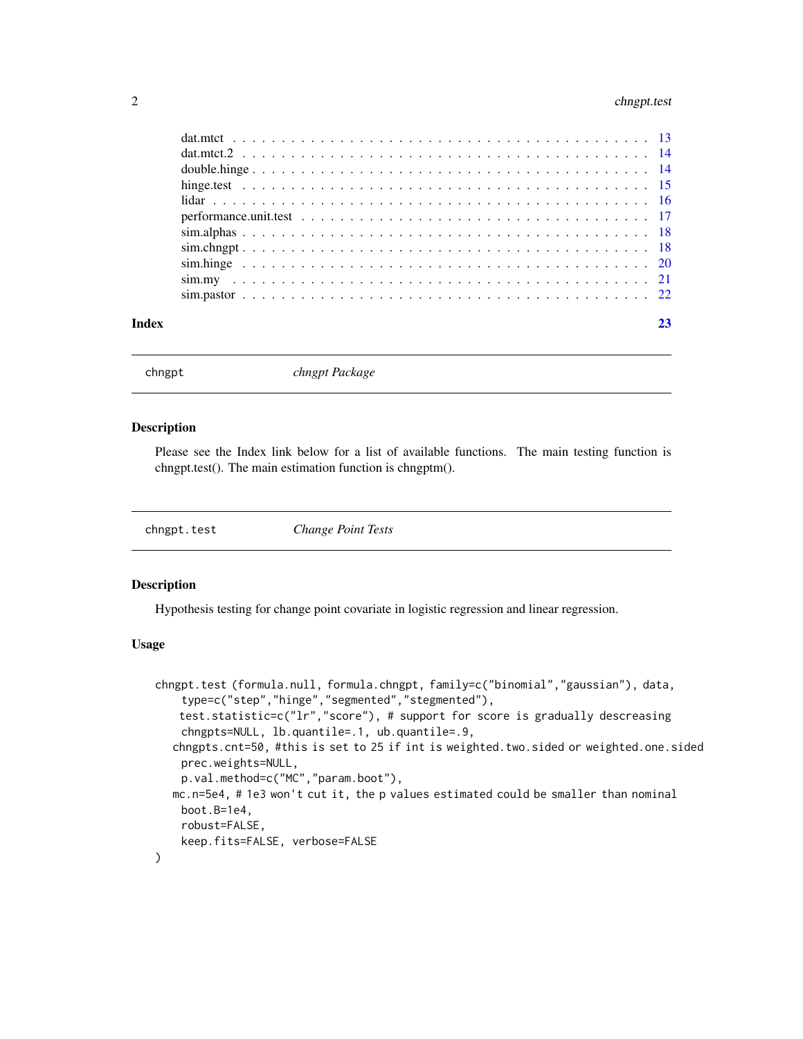| | |
|---|---|
| dat.mtct | 13 |
| dat.mtct.2 | 14 |
| double.hinge | 14 |
| hinge.test | 15 |
| lidar | 16 |
| performance.unit.test | 17 |
| sim.alphas | 18 |
| sim.chngpt | 18 |
| sim.hinge | 20 |
| sim.my | 21 |
| sim.pastor | 22 |

**Index** **23**

---

`chngpt` *chngpt Package*

---

### Description

Please see the Index link below for a list of available functions. The main testing function is chngpt.test(). The main estimation function is chngptm().

---

`chngpt.test` *Change Point Tests*

---

### Description

Hypothesis testing for change point covariate in logistic regression and linear regression.

### Usage

```
chngpt.test (formula.null, formula.chngpt, family=c("binomial","gaussian"), data,
    type=c("step","hinge","segmented","stegmented"),
   test.statistic=c("lr","score"), # support for score is gradually descreasing
    chngpts=NULL, lb.quantile=.1, ub.quantile=.9,
  chngpts.cnt=50, #this is set to 25 if int is weighted.two.sided or weighted.one.sided
    prec.weights=NULL,
    p.val.method=c("MC","param.boot"),
  mc.n=5e4, # 1e3 won't cut it, the p values estimated could be smaller than nominal
    boot.B=1e4,
    robust=FALSE,
    keep.fits=FALSE, verbose=FALSE
)
```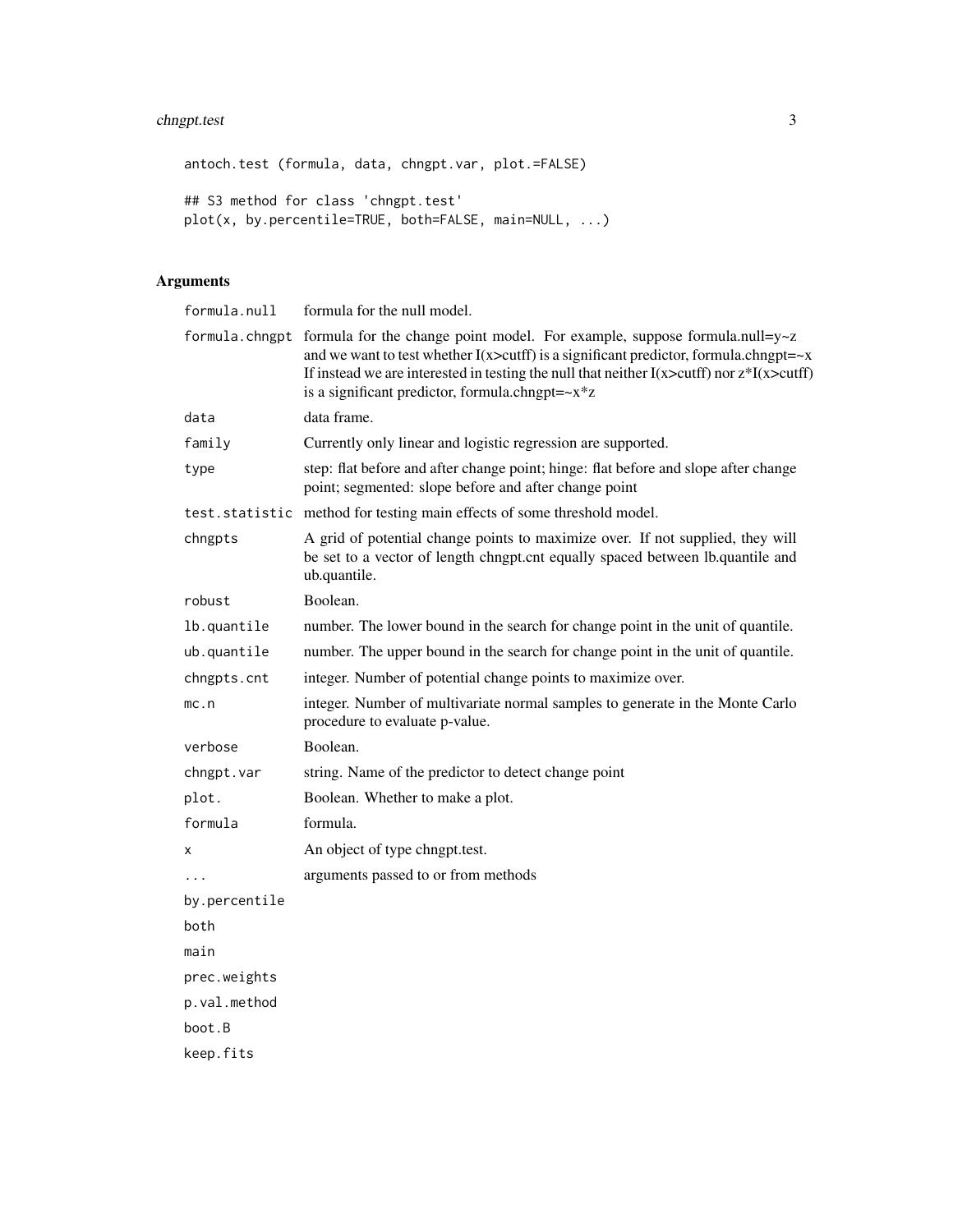```
antoch.test (formula, data, chngpt.var, plot.=FALSE)

## S3 method for class 'chngpt.test'
plot(x, by.percentile=TRUE, both=FALSE, main=NULL, ...)
```

## Arguments

| | |
|---|---|
| formula.null | formula for the null model. |
| formula.chngpt | formula for the change point model. For example, suppose formula.null=y~z and we want to test whether I(x>cutff) is a significant predictor, formula.chngpt=~x If instead we are interested in testing the null that neither I(x>cutff) nor z*I(x>cutff) is a significant predictor, formula.chngpt=~x*z |
| data | data frame. |
| family | Currently only linear and logistic regression are supported. |
| type | step: flat before and after change point; hinge: flat before and slope after change point; segmented: slope before and after change point |
| test.statistic | method for testing main effects of some threshold model. |
| chngpts | A grid of potential change points to maximize over. If not supplied, they will be set to a vector of length chngpt.cnt equally spaced between lb.quantile and ub.quantile. |
| robust | Boolean. |
| lb.quantile | number. The lower bound in the search for change point in the unit of quantile. |
| ub.quantile | number. The upper bound in the search for change point in the unit of quantile. |
| chngpts.cnt | integer. Number of potential change points to maximize over. |
| mc.n | integer. Number of multivariate normal samples to generate in the Monte Carlo procedure to evaluate p-value. |
| verbose | Boolean. |
| chngpt.var | string. Name of the predictor to detect change point |
| plot. | Boolean. Whether to make a plot. |
| formula | formula. |
| x | An object of type chngpt.test. |
| ... | arguments passed to or from methods |
| by.percentile | |
| both | |
| main | |
| prec.weights | |
| p.val.method | |
| boot.B | |
| keep.fits | |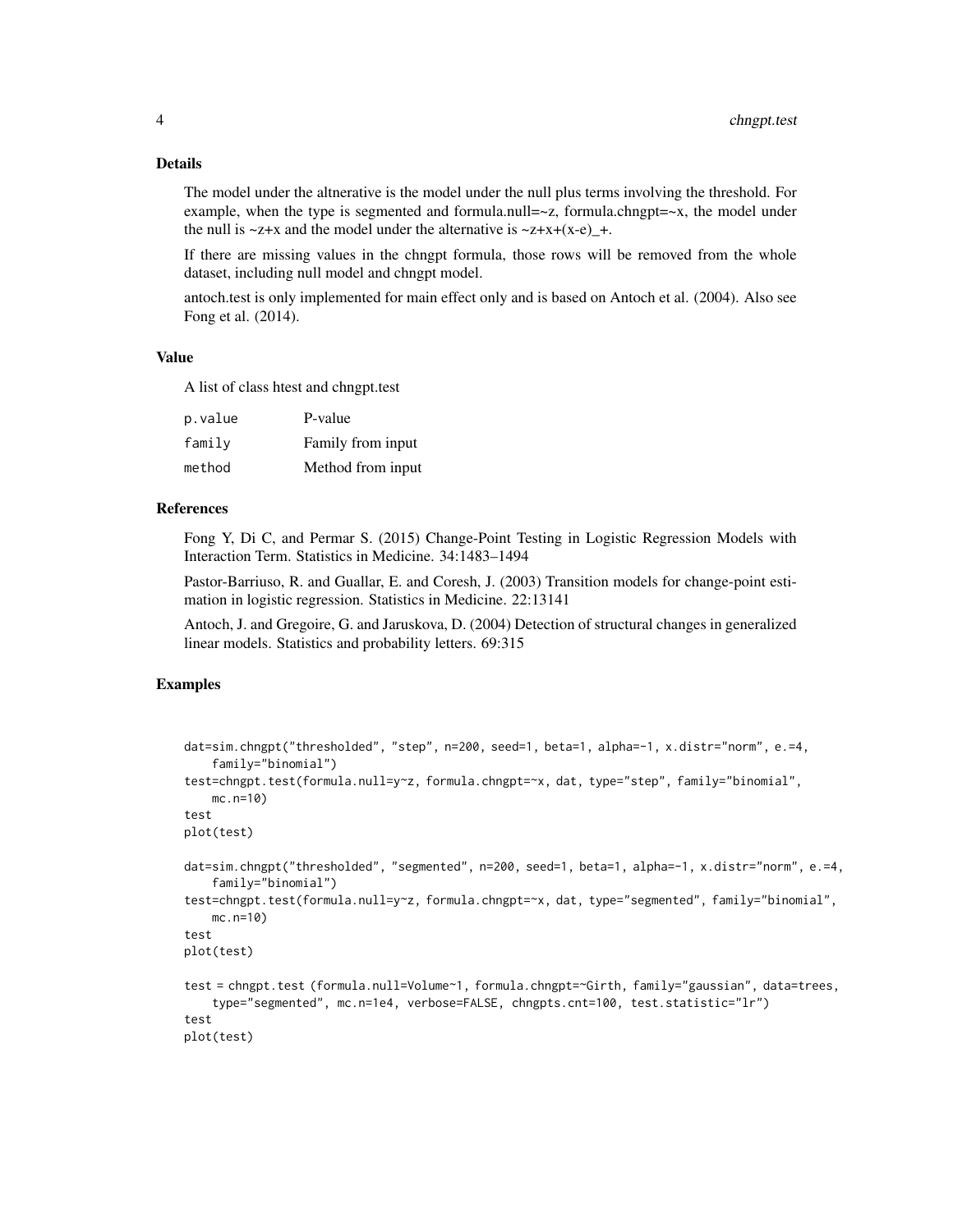## Details

The model under the altnerative is the model under the null plus terms involving the threshold. For example, when the type is segmented and formula.null=~z, formula.chngpt=~x, the model under the null is ~z+x and the model under the alternative is ~z+x+(x-e)_+.

If there are missing values in the chngpt formula, those rows will be removed from the whole dataset, including null model and chngpt model.

antoch.test is only implemented for main effect only and is based on Antoch et al. (2004). Also see Fong et al. (2014).

## Value

A list of class htest and chngpt.test

| | |
|---|---|
| `p.value` | P-value |
| `family` | Family from input |
| `method` | Method from input |

## References

Fong Y, Di C, and Permar S. (2015) Change-Point Testing in Logistic Regression Models with Interaction Term. Statistics in Medicine. 34:1483–1494

Pastor-Barriuso, R. and Guallar, E. and Coresh, J. (2003) Transition models for change-point estimation in logistic regression. Statistics in Medicine. 22:13141

Antoch, J. and Gregoire, G. and Jaruskova, D. (2004) Detection of structural changes in generalized linear models. Statistics and probability letters. 69:315

## Examples

```
dat=sim.chngpt("thresholded", "step", n=200, seed=1, beta=1, alpha=-1, x.distr="norm", e.=4,
    family="binomial")
test=chngpt.test(formula.null=y~z, formula.chngpt=~x, dat, type="step", family="binomial",
    mc.n=10)
test
plot(test)

dat=sim.chngpt("thresholded", "segmented", n=200, seed=1, beta=1, alpha=-1, x.distr="norm", e.=4,
    family="binomial")
test=chngpt.test(formula.null=y~z, formula.chngpt=~x, dat, type="segmented", family="binomial",
    mc.n=10)
test
plot(test)

test = chngpt.test (formula.null=Volume~1, formula.chngpt=~Girth, family="gaussian", data=trees,
    type="segmented", mc.n=1e4, verbose=FALSE, chngpts.cnt=100, test.statistic="lr")
test
plot(test)
```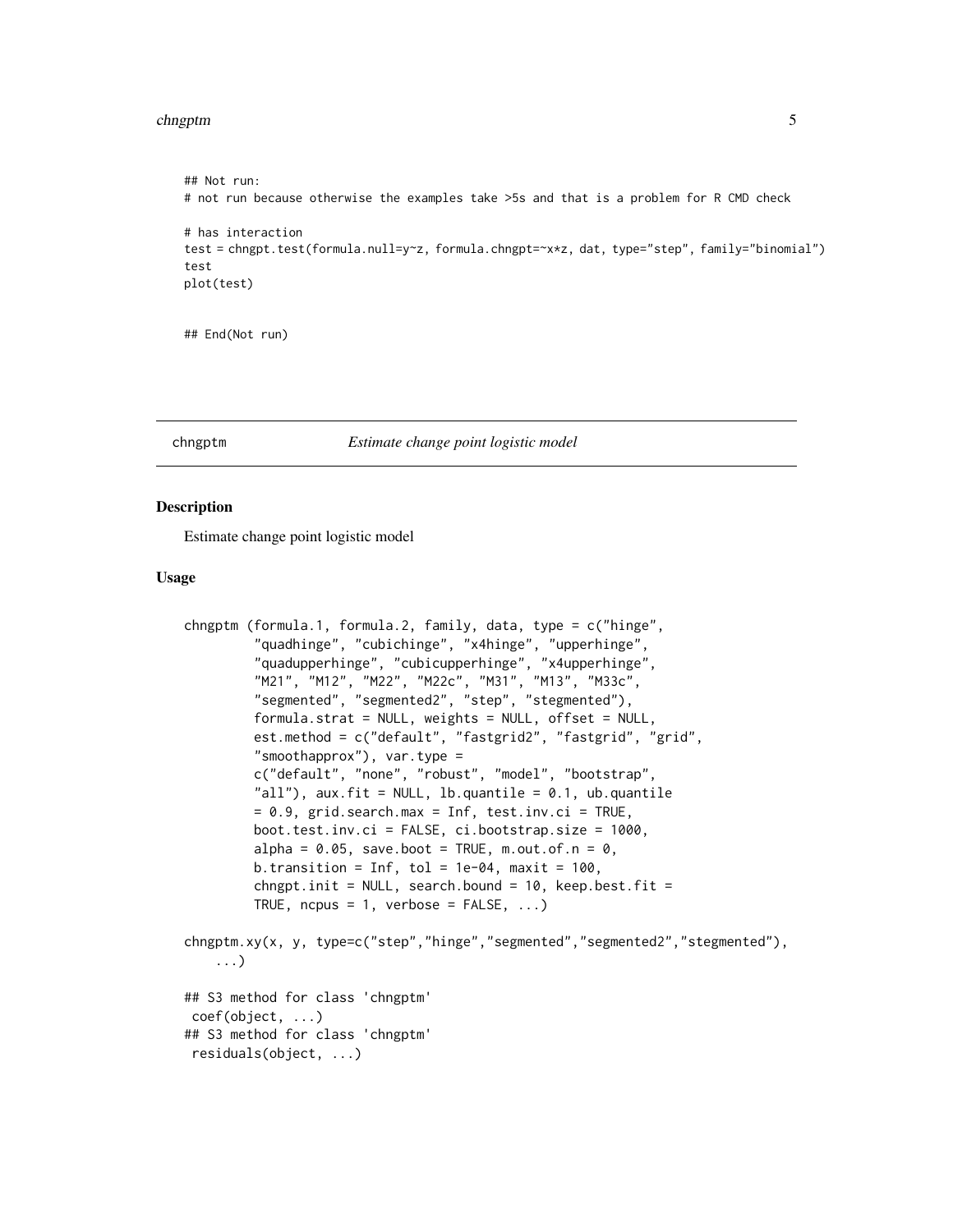```
## Not run:
# not run because otherwise the examples take >5s and that is a problem for R CMD check

# has interaction
test = chngpt.test(formula.null=y~z, formula.chngpt=~x*z, dat, type="step", family="binomial")
test
plot(test)


## End(Not run)
```

---

chngptm    *Estimate change point logistic model*

---

### Description

Estimate change point logistic model

### Usage

```
chngptm (formula.1, formula.2, family, data, type = c("hinge",
         "quadhinge", "cubichinge", "x4hinge", "upperhinge",
         "quadupperhinge", "cubicupperhinge", "x4upperhinge",
         "M21", "M12", "M22", "M22c", "M31", "M13", "M33c",
         "segmented", "segmented2", "step", "stegmented"),
         formula.strat = NULL, weights = NULL, offset = NULL,
         est.method = c("default", "fastgrid2", "fastgrid", "grid",
         "smoothapprox"), var.type =
         c("default", "none", "robust", "model", "bootstrap",
         "all"), aux.fit = NULL, lb.quantile = 0.1, ub.quantile
         = 0.9, grid.search.max = Inf, test.inv.ci = TRUE,
         boot.test.inv.ci = FALSE, ci.bootstrap.size = 1000,
         alpha = 0.05, save.boot = TRUE, m.out.of.n = 0,
         b.transition = Inf, tol = 1e-04, maxit = 100,
         chngpt.init = NULL, search.bound = 10, keep.best.fit =
         TRUE, ncpus = 1, verbose = FALSE, ...)

chngptm.xy(x, y, type=c("step","hinge","segmented","segmented2","stegmented"),
    ...)

## S3 method for class 'chngptm'
 coef(object, ...)
## S3 method for class 'chngptm'
 residuals(object, ...)
```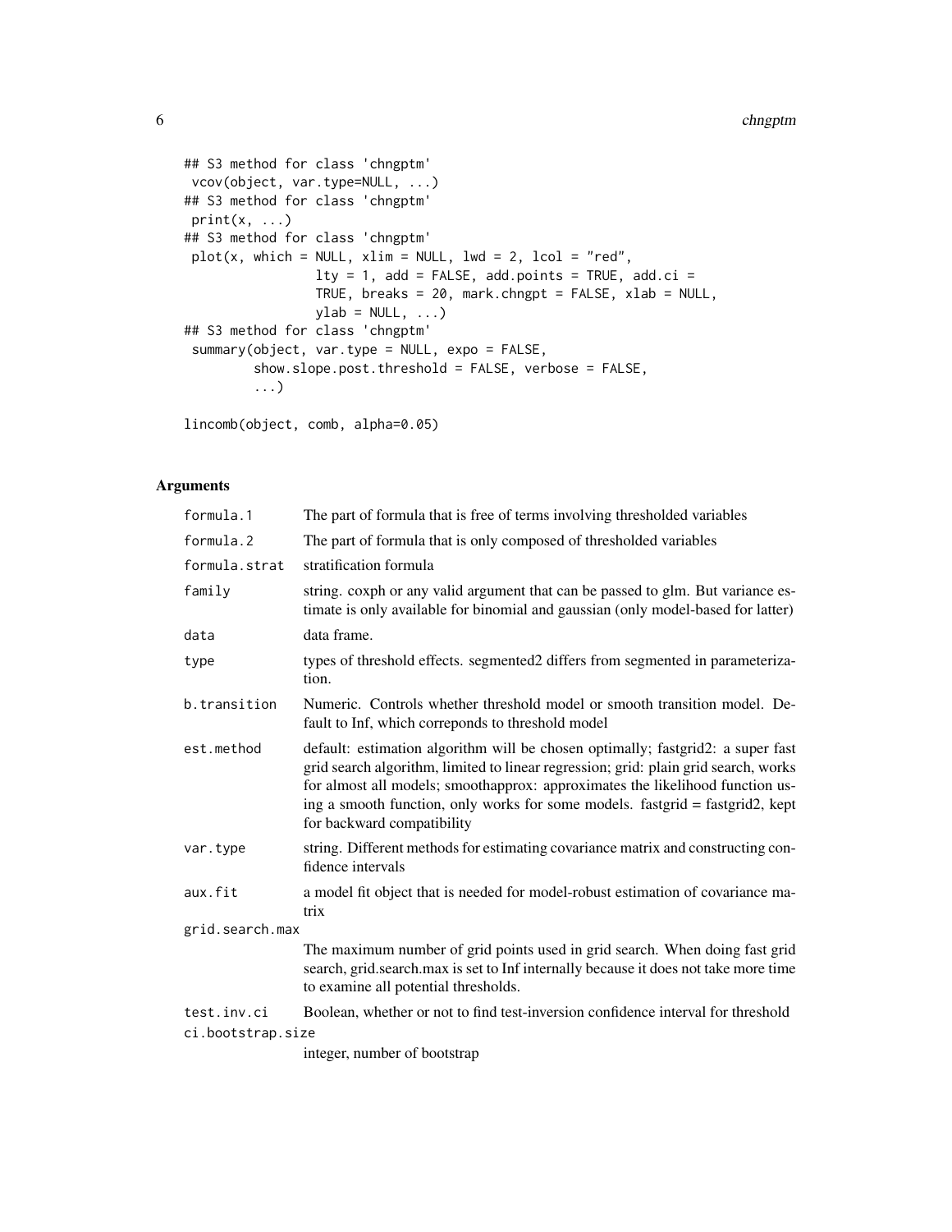```
## S3 method for class 'chngptm'
 vcov(object, var.type=NULL, ...)
## S3 method for class 'chngptm'
 print(x, ...)
## S3 method for class 'chngptm'
 plot(x, which = NULL, xlim = NULL, lwd = 2, lcol = "red",
                 lty = 1, add = FALSE, add.points = TRUE, add.ci =
                 TRUE, breaks = 20, mark.chngpt = FALSE, xlab = NULL,
                 ylab = NULL, ...)
## S3 method for class 'chngptm'
 summary(object, var.type = NULL, expo = FALSE,
         show.slope.post.threshold = FALSE, verbose = FALSE,
         ...)

lincomb(object, comb, alpha=0.05)
```

## Arguments

| | |
|---|---|
| formula.1 | The part of formula that is free of terms involving thresholded variables |
| formula.2 | The part of formula that is only composed of thresholded variables |
| formula.strat | stratification formula |
| family | string. coxph or any valid argument that can be passed to glm. But variance estimate is only available for binomial and gaussian (only model-based for latter) |
| data | data frame. |
| type | types of threshold effects. segmented2 differs from segmented in parameterization. |
| b.transition | Numeric. Controls whether threshold model or smooth transition model. Default to Inf, which correponds to threshold model |
| est.method | default: estimation algorithm will be chosen optimally; fastgrid2: a super fast grid search algorithm, limited to linear regression; grid: plain grid search, works for almost all models; smoothapprox: approximates the likelihood function using a smooth function, only works for some models. fastgrid = fastgrid2, kept for backward compatibility |
| var.type | string. Different methods for estimating covariance matrix and constructing confidence intervals |
| aux.fit | a model fit object that is needed for model-robust estimation of covariance matrix |
| grid.search.max | The maximum number of grid points used in grid search. When doing fast grid search, grid.search.max is set to Inf internally because it does not take more time to examine all potential thresholds. |
| test.inv.ci | Boolean, whether or not to find test-inversion confidence interval for threshold |
| ci.bootstrap.size | integer, number of bootstrap |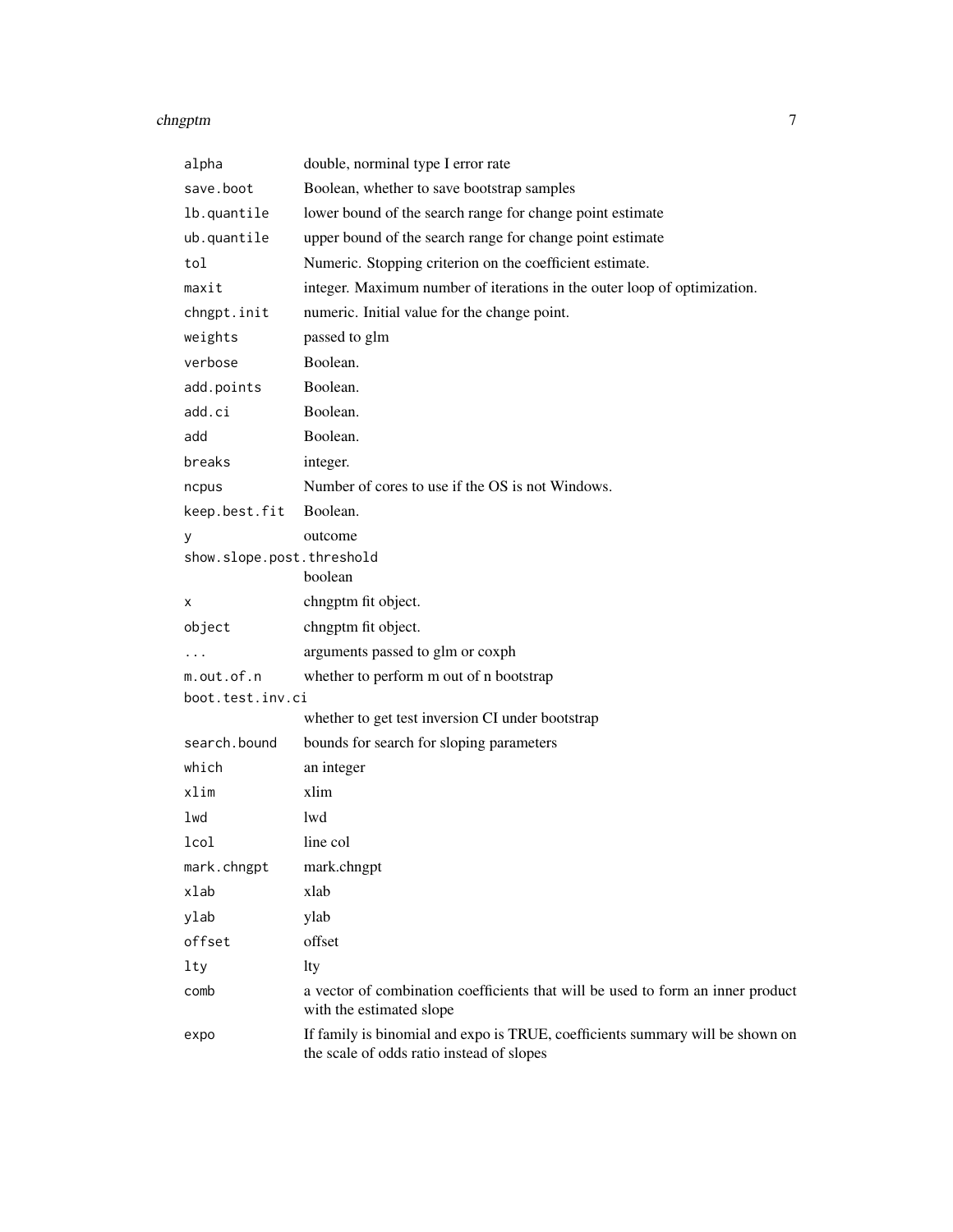| | |
|---|---|
| `alpha` | double, norminal type I error rate |
| `save.boot` | Boolean, whether to save bootstrap samples |
| `lb.quantile` | lower bound of the search range for change point estimate |
| `ub.quantile` | upper bound of the search range for change point estimate |
| `tol` | Numeric. Stopping criterion on the coefficient estimate. |
| `maxit` | integer. Maximum number of iterations in the outer loop of optimization. |
| `chngpt.init` | numeric. Initial value for the change point. |
| `weights` | passed to glm |
| `verbose` | Boolean. |
| `add.points` | Boolean. |
| `add.ci` | Boolean. |
| `add` | Boolean. |
| `breaks` | integer. |
| `ncpus` | Number of cores to use if the OS is not Windows. |
| `keep.best.fit` | Boolean. |
| `y` | outcome |
| `show.slope.post.threshold` | boolean |
| `x` | chngptm fit object. |
| `object` | chngptm fit object. |
| `...` | arguments passed to glm or coxph |
| `m.out.of.n` | whether to perform m out of n bootstrap |
| `boot.test.inv.ci` | whether to get test inversion CI under bootstrap |
| `search.bound` | bounds for search for sloping parameters |
| `which` | an integer |
| `xlim` | xlim |
| `lwd` | lwd |
| `lcol` | line col |
| `mark.chngpt` | mark.chngpt |
| `xlab` | xlab |
| `ylab` | ylab |
| `offset` | offset |
| `lty` | lty |
| `comb` | a vector of combination coefficients that will be used to form an inner product with the estimated slope |
| `expo` | If family is binomial and expo is TRUE, coefficients summary will be shown on the scale of odds ratio instead of slopes |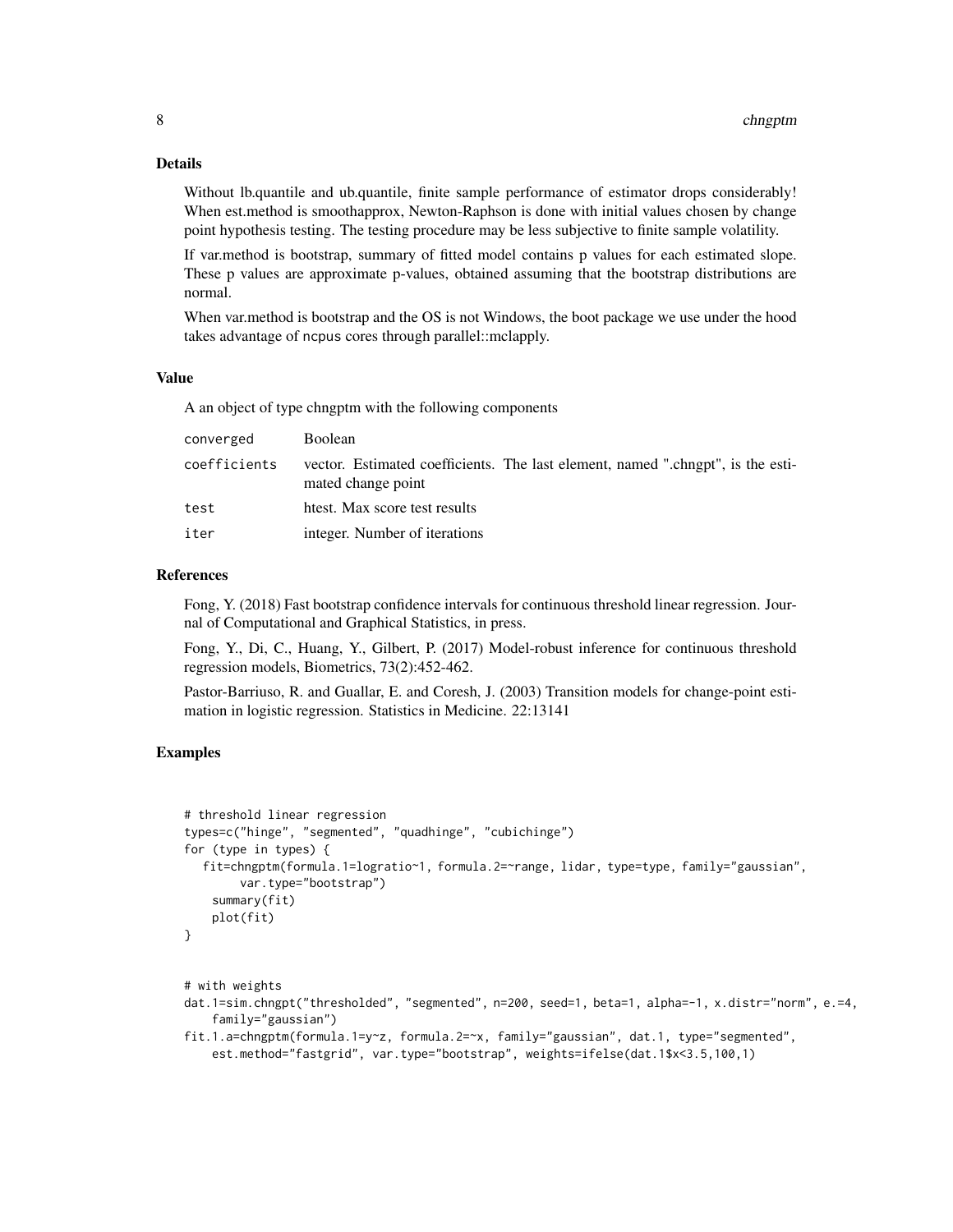## Details

Without lb.quantile and ub.quantile, finite sample performance of estimator drops considerably! When est.method is smoothapprox, Newton-Raphson is done with initial values chosen by change point hypothesis testing. The testing procedure may be less subjective to finite sample volatility.

If var.method is bootstrap, summary of fitted model contains p values for each estimated slope. These p values are approximate p-values, obtained assuming that the bootstrap distributions are normal.

When var.method is bootstrap and the OS is not Windows, the boot package we use under the hood takes advantage of `ncpus` cores through parallel::mclapply.

## Value

A an object of type chngptm with the following components

| | |
|---|---|
| `converged` | Boolean |
| `coefficients` | vector. Estimated coefficients. The last element, named ".chngpt", is the estimated change point |
| `test` | htest. Max score test results |
| `iter` | integer. Number of iterations |

## References

Fong, Y. (2018) Fast bootstrap confidence intervals for continuous threshold linear regression. Journal of Computational and Graphical Statistics, in press.

Fong, Y., Di, C., Huang, Y., Gilbert, P. (2017) Model-robust inference for continuous threshold regression models, Biometrics, 73(2):452-462.

Pastor-Barriuso, R. and Guallar, E. and Coresh, J. (2003) Transition models for change-point estimation in logistic regression. Statistics in Medicine. 22:13141

## Examples

```
# threshold linear regression
types=c("hinge", "segmented", "quadhinge", "cubichinge")
for (type in types) {
   fit=chngptm(formula.1=logratio~1, formula.2=~range, lidar, type=type, family="gaussian",
        var.type="bootstrap")
    summary(fit)
    plot(fit)
}


# with weights
dat.1=sim.chngpt("thresholded", "segmented", n=200, seed=1, beta=1, alpha=-1, x.distr="norm", e.=4,
    family="gaussian")
fit.1.a=chngptm(formula.1=y~z, formula.2=~x, family="gaussian", dat.1, type="segmented",
    est.method="fastgrid", var.type="bootstrap", weights=ifelse(dat.1$x<3.5,100,1)
```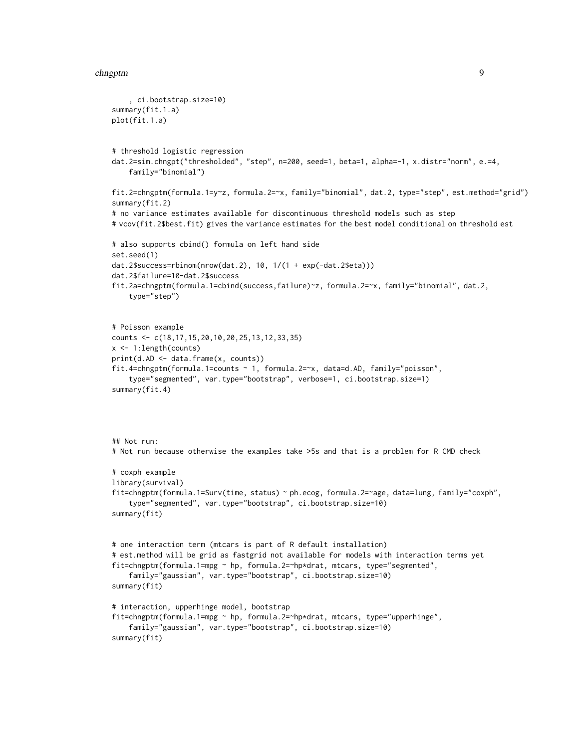```
    , ci.bootstrap.size=10)
summary(fit.1.a)
plot(fit.1.a)


# threshold logistic regression
dat.2=sim.chngpt("thresholded", "step", n=200, seed=1, beta=1, alpha=-1, x.distr="norm", e.=4,
    family="binomial")

fit.2=chngptm(formula.1=y~z, formula.2=~x, family="binomial", dat.2, type="step", est.method="grid")
summary(fit.2)
# no variance estimates available for discontinuous threshold models such as step
# vcov(fit.2$best.fit) gives the variance estimates for the best model conditional on threshold est

# also supports cbind() formula on left hand side
set.seed(1)
dat.2$success=rbinom(nrow(dat.2), 10, 1/(1 + exp(-dat.2$eta)))
dat.2$failure=10-dat.2$success
fit.2a=chngptm(formula.1=cbind(success,failure)~z, formula.2=~x, family="binomial", dat.2,
    type="step")


# Poisson example
counts <- c(18,17,15,20,10,20,25,13,12,33,35)
x <- 1:length(counts)
print(d.AD <- data.frame(x, counts))
fit.4=chngptm(formula.1=counts ~ 1, formula.2=~x, data=d.AD, family="poisson",
    type="segmented", var.type="bootstrap", verbose=1, ci.bootstrap.size=1)
summary(fit.4)




## Not run:
# Not run because otherwise the examples take >5s and that is a problem for R CMD check

# coxph example
library(survival)
fit=chngptm(formula.1=Surv(time, status) ~ ph.ecog, formula.2=~age, data=lung, family="coxph",
    type="segmented", var.type="bootstrap", ci.bootstrap.size=10)
summary(fit)


# one interaction term (mtcars is part of R default installation)
# est.method will be grid as fastgrid not available for models with interaction terms yet
fit=chngptm(formula.1=mpg ~ hp, formula.2=~hp*drat, mtcars, type="segmented",
    family="gaussian", var.type="bootstrap", ci.bootstrap.size=10)
summary(fit)

# interaction, upperhinge model, bootstrap
fit=chngptm(formula.1=mpg ~ hp, formula.2=~hp*drat, mtcars, type="upperhinge",
    family="gaussian", var.type="bootstrap", ci.bootstrap.size=10)
summary(fit)
```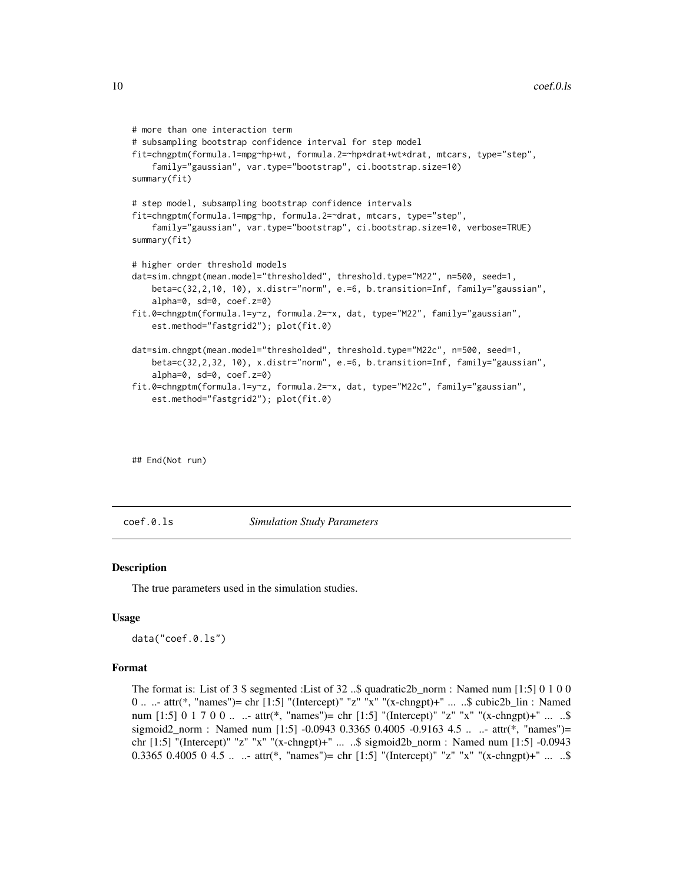```
# more than one interaction term
# subsampling bootstrap confidence interval for step model
fit=chngptm(formula.1=mpg~hp+wt, formula.2=~hp*drat+wt*drat, mtcars, type="step",
    family="gaussian", var.type="bootstrap", ci.bootstrap.size=10)
summary(fit)

# step model, subsampling bootstrap confidence intervals
fit=chngptm(formula.1=mpg~hp, formula.2=~drat, mtcars, type="step",
    family="gaussian", var.type="bootstrap", ci.bootstrap.size=10, verbose=TRUE)
summary(fit)

# higher order threshold models
dat=sim.chngpt(mean.model="thresholded", threshold.type="M22", n=500, seed=1,
    beta=c(32,2,10, 10), x.distr="norm", e.=6, b.transition=Inf, family="gaussian",
    alpha=0, sd=0, coef.z=0)
fit.0=chngptm(formula.1=y~z, formula.2=~x, dat, type="M22", family="gaussian",
    est.method="fastgrid2"); plot(fit.0)

dat=sim.chngpt(mean.model="thresholded", threshold.type="M22c", n=500, seed=1,
    beta=c(32,2,32, 10), x.distr="norm", e.=6, b.transition=Inf, family="gaussian",
    alpha=0, sd=0, coef.z=0)
fit.0=chngptm(formula.1=y~z, formula.2=~x, dat, type="M22c", family="gaussian",
    est.method="fastgrid2"); plot(fit.0)



## End(Not run)
```

---

## coef.0.ls *Simulation Study Parameters*

### Description

The true parameters used in the simulation studies.

### Usage

```
data("coef.0.ls")
```

### Format

The format is: List of 3 $ segmented :List of 32 ..$ quadratic2b_norm : Named num [1:5] 0 1 0 0 0 .. ..- attr(*, "names")= chr [1:5] "(Intercept)" "z" "x" "(x-chngpt)+" ... ..$ cubic2b_lin : Named num [1:5] 0 1 7 0 0 .. ..- attr(*, "names")= chr [1:5] "(Intercept)" "z" "x" "(x-chngpt)+" ... ..$ sigmoid2_norm : Named num [1:5] -0.0943 0.3365 0.4005 -0.9163 4.5 .. ..- attr(*, "names")= chr [1:5] "(Intercept)" "z" "x" "(x-chngpt)+" ... ..$ sigmoid2b_norm : Named num [1:5] -0.0943 0.3365 0.4005 0 4.5 .. ..- attr(*, "names")= chr [1:5] "(Intercept)" "z" "x" "(x-chngpt)+" ... ..$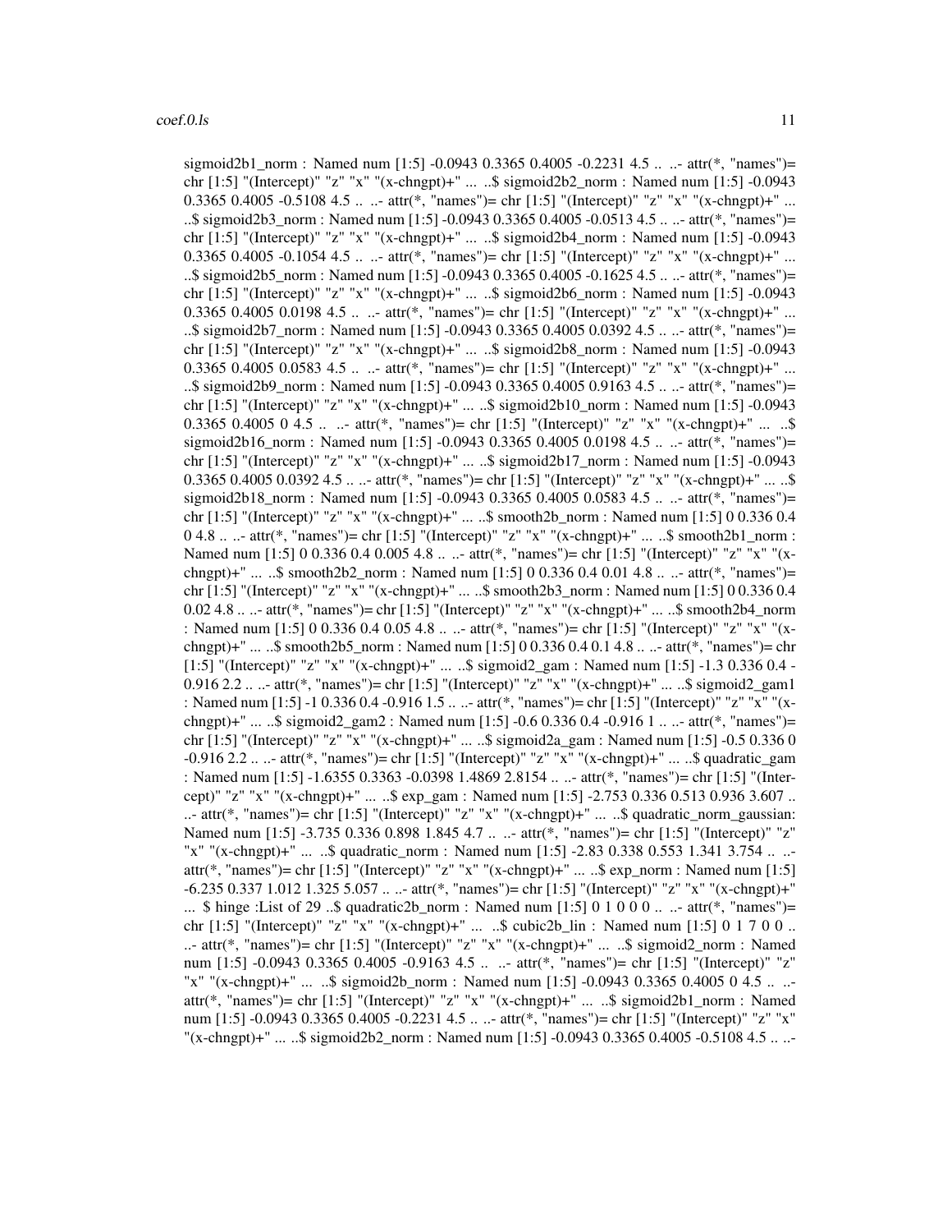sigmoid2b1_norm : Named num [1:5] -0.0943 0.3365 0.4005 -0.2231 4.5 .. ..- attr(*, "names")= chr [1:5] "(Intercept)" "z" "x" "(x-chngpt)+" ... ..$ sigmoid2b2_norm : Named num [1:5] -0.0943 0.3365 0.4005 -0.5108 4.5 .. ..- attr(*, "names")= chr [1:5] "(Intercept)" "z" "x" "(x-chngpt)+" ... ..$ sigmoid2b3_norm : Named num [1:5] -0.0943 0.3365 0.4005 -0.0513 4.5 .. ..- attr(*, "names")= chr [1:5] "(Intercept)" "z" "x" "(x-chngpt)+" ... ..$ sigmoid2b4_norm : Named num [1:5] -0.0943 0.3365 0.4005 -0.1054 4.5 .. ..- attr(*, "names")= chr [1:5] "(Intercept)" "z" "x" "(x-chngpt)+" ... ..$ sigmoid2b5_norm : Named num [1:5] -0.0943 0.3365 0.4005 -0.1625 4.5 .. ..- attr(*, "names")= chr [1:5] "(Intercept)" "z" "x" "(x-chngpt)+" ... ..$ sigmoid2b6_norm : Named num [1:5] -0.0943 0.3365 0.4005 0.0198 4.5 .. ..- attr(*, "names")= chr [1:5] "(Intercept)" "z" "x" "(x-chngpt)+" ... ..$ sigmoid2b7_norm : Named num [1:5] -0.0943 0.3365 0.4005 0.0392 4.5 .. ..- attr(*, "names")= chr [1:5] "(Intercept)" "z" "x" "(x-chngpt)+" ... ..$ sigmoid2b8_norm : Named num [1:5] -0.0943 0.3365 0.4005 0.0583 4.5 .. ..- attr(*, "names")= chr [1:5] "(Intercept)" "z" "x" "(x-chngpt)+" ... ..$ sigmoid2b9_norm : Named num [1:5] -0.0943 0.3365 0.4005 0.9163 4.5 .. ..- attr(*, "names")= chr [1:5] "(Intercept)" "z" "x" "(x-chngpt)+" ... ..$ sigmoid2b10_norm : Named num [1:5] -0.0943 0.3365 0.4005 0 4.5 .. ..- attr(*, "names")= chr [1:5] "(Intercept)" "z" "x" "(x-chngpt)+" ... ..$ sigmoid2b16_norm : Named num [1:5] -0.0943 0.3365 0.4005 0.0198 4.5 .. ..- attr(*, "names")= chr [1:5] "(Intercept)" "z" "x" "(x-chngpt)+" ... ..$ sigmoid2b17_norm : Named num [1:5] -0.0943 0.3365 0.4005 0.0392 4.5 .. ..- attr(*, "names")= chr [1:5] "(Intercept)" "z" "x" "(x-chngpt)+" ... ..$ sigmoid2b18_norm : Named num [1:5] -0.0943 0.3365 0.4005 0.0583 4.5 .. ..- attr(*, "names")= chr [1:5] "(Intercept)" "z" "x" "(x-chngpt)+" ... ..$ smooth2b_norm : Named num [1:5] 0 0.336 0.4 0 4.8 .. ..- attr(*, "names")= chr [1:5] "(Intercept)" "z" "x" "(x-chngpt)+" ... ..$ smooth2b1_norm : Named num [1:5] 0 0.336 0.4 0.005 4.8 .. ..- attr(*, "names")= chr [1:5] "(Intercept)" "z" "x" "(x-chngpt)+" ... ..$ smooth2b2_norm : Named num [1:5] 0 0.336 0.4 0.01 4.8 .. ..- attr(*, "names")= chr [1:5] "(Intercept)" "z" "x" "(x-chngpt)+" ... ..$ smooth2b3_norm : Named num [1:5] 0 0.336 0.4 0.02 4.8 .. ..- attr(*, "names")= chr [1:5] "(Intercept)" "z" "x" "(x-chngpt)+" ... ..$ smooth2b4_norm : Named num [1:5] 0 0.336 0.4 0.05 4.8 .. ..- attr(*, "names")= chr [1:5] "(Intercept)" "z" "x" "(x-chngpt)+" ... ..$ smooth2b5_norm : Named num [1:5] 0 0.336 0.4 0.1 4.8 .. ..- attr(*, "names")= chr [1:5] "(Intercept)" "z" "x" "(x-chngpt)+" ... ..$ sigmoid2_gam : Named num [1:5] -1.3 0.336 0.4 -0.916 2.2 .. ..- attr(*, "names")= chr [1:5] "(Intercept)" "z" "x" "(x-chngpt)+" ... ..$ sigmoid2_gam1 : Named num [1:5] -1 0.336 0.4 -0.916 1.5 .. ..- attr(*, "names")= chr [1:5] "(Intercept)" "z" "x" "(x-chngpt)+" ... ..$ sigmoid2_gam2 : Named num [1:5] -0.6 0.336 0.4 -0.916 1 .. ..- attr(*, "names")= chr [1:5] "(Intercept)" "z" "x" "(x-chngpt)+" ... ..$ sigmoid2a_gam : Named num [1:5] -0.5 0.336 0 -0.916 2.2 .. ..- attr(*, "names")= chr [1:5] "(Intercept)" "z" "x" "(x-chngpt)+" ... ..$ quadratic_gam : Named num [1:5] -1.6355 0.3363 -0.0398 1.4869 2.8154 .. ..- attr(*, "names")= chr [1:5] "(Intercept)" "z" "x" "(x-chngpt)+" ... ..$ exp_gam : Named num [1:5] -2.753 0.336 0.513 0.936 3.607 .. ..- attr(*, "names")= chr [1:5] "(Intercept)" "z" "x" "(x-chngpt)+" ... ..$ quadratic_norm_gaussian: Named num [1:5] -3.735 0.336 0.898 1.845 4.7 .. ..- attr(*, "names")= chr [1:5] "(Intercept)" "z" "x" "(x-chngpt)+" ... ..$ quadratic_norm : Named num [1:5] -2.83 0.338 0.553 1.341 3.754 .. ..- attr(*, "names")= chr [1:5] "(Intercept)" "z" "x" "(x-chngpt)+" ... ..$ exp_norm : Named num [1:5] -6.235 0.337 1.012 1.325 5.057 .. ..- attr(*, "names")= chr [1:5] "(Intercept)" "z" "x" "(x-chngpt)+" ... $ hinge :List of 29 ..$ quadratic2b_norm : Named num [1:5] 0 1 0 0 0 .. ..- attr(*, "names")= chr [1:5] "(Intercept)" "z" "x" "(x-chngpt)+" ... ..$ cubic2b_lin : Named num [1:5] 0 1 7 0 0 .. ..- attr(*, "names")= chr [1:5] "(Intercept)" "z" "x" "(x-chngpt)+" ... ..$ sigmoid2_norm : Named num [1:5] -0.0943 0.3365 0.4005 -0.9163 4.5 .. ..- attr(*, "names")= chr [1:5] "(Intercept)" "z" "x" "(x-chngpt)+" ... ..$ sigmoid2b_norm : Named num [1:5] -0.0943 0.3365 0.4005 0 4.5 .. ..- attr(*, "names")= chr [1:5] "(Intercept)" "z" "x" "(x-chngpt)+" ... ..$ sigmoid2b1_norm : Named num [1:5] -0.0943 0.3365 0.4005 -0.2231 4.5 .. ..- attr(*, "names")= chr [1:5] "(Intercept)" "z" "x" "(x-chngpt)+" ... ..$ sigmoid2b2_norm : Named num [1:5] -0.0943 0.3365 0.4005 -0.5108 4.5 .. ..-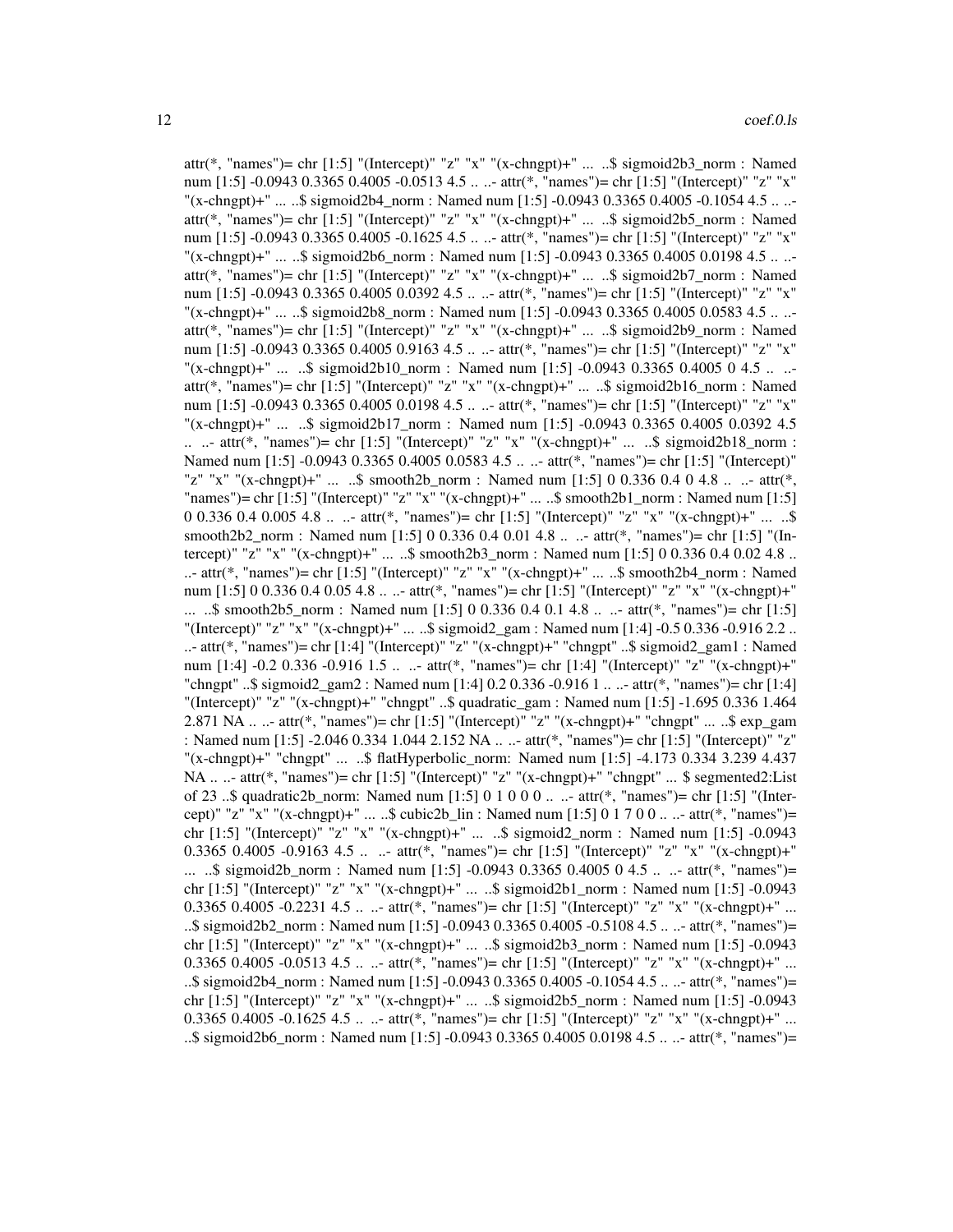attr(*, "names")= chr [1:5] "(Intercept)" "z" "x" "(x-chngpt)+" ... ..$ sigmoid2b3_norm : Named num [1:5] -0.0943 0.3365 0.4005 -0.0513 4.5 .. ..- attr(*, "names")= chr [1:5] "(Intercept)" "z" "x" "(x-chngpt)+" ... ..$ sigmoid2b4_norm : Named num [1:5] -0.0943 0.3365 0.4005 -0.1054 4.5 .. ..- attr(*, "names")= chr [1:5] "(Intercept)" "z" "x" "(x-chngpt)+" ... ..$ sigmoid2b5_norm : Named num [1:5] -0.0943 0.3365 0.4005 -0.1625 4.5 .. ..- attr(*, "names")= chr [1:5] "(Intercept)" "z" "x" "(x-chngpt)+" ... ..$ sigmoid2b6_norm : Named num [1:5] -0.0943 0.3365 0.4005 0.0198 4.5 .. ..- attr(*, "names")= chr [1:5] "(Intercept)" "z" "x" "(x-chngpt)+" ... ..$ sigmoid2b7_norm : Named num [1:5] -0.0943 0.3365 0.4005 0.0392 4.5 .. ..- attr(*, "names")= chr [1:5] "(Intercept)" "z" "x" "(x-chngpt)+" ... ..$ sigmoid2b8_norm : Named num [1:5] -0.0943 0.3365 0.4005 0.0583 4.5 .. ..- attr(*, "names")= chr [1:5] "(Intercept)" "z" "x" "(x-chngpt)+" ... ..$ sigmoid2b9_norm : Named num [1:5] -0.0943 0.3365 0.4005 0.9163 4.5 .. ..- attr(*, "names")= chr [1:5] "(Intercept)" "z" "x" "(x-chngpt)+" ... ..$ sigmoid2b10_norm : Named num [1:5] -0.0943 0.3365 0.4005 0 4.5 .. ..- attr(*, "names")= chr [1:5] "(Intercept)" "z" "x" "(x-chngpt)+" ... ..$ sigmoid2b16_norm : Named num [1:5] -0.0943 0.3365 0.4005 0.0198 4.5 .. ..- attr(*, "names")= chr [1:5] "(Intercept)" "z" "x" "(x-chngpt)+" ... ..$ sigmoid2b17_norm : Named num [1:5] -0.0943 0.3365 0.4005 0.0392 4.5 .. ..- attr(*, "names")= chr [1:5] "(Intercept)" "z" "x" "(x-chngpt)+" ... ..$ sigmoid2b18_norm : Named num [1:5] -0.0943 0.3365 0.4005 0.0583 4.5 .. ..- attr(*, "names")= chr [1:5] "(Intercept)" "z" "x" "(x-chngpt)+" ... ..$ smooth2b_norm : Named num [1:5] 0 0.336 0.4 0 4.8 .. ..- attr(*, "names")= chr [1:5] "(Intercept)" "z" "x" "(x-chngpt)+" ... ..$ smooth2b1_norm : Named num [1:5] 0 0.336 0.4 0.005 4.8 .. ..- attr(*, "names")= chr [1:5] "(Intercept)" "z" "x" "(x-chngpt)+" ... ..$ smooth2b2_norm : Named num [1:5] 0 0.336 0.4 0.01 4.8 .. ..- attr(*, "names")= chr [1:5] "(Intercept)" "z" "x" "(x-chngpt)+" ... ..$ smooth2b3_norm : Named num [1:5] 0 0.336 0.4 0.02 4.8 .. ..- attr(*, "names")= chr [1:5] "(Intercept)" "z" "x" "(x-chngpt)+" ... ..$ smooth2b4_norm : Named num [1:5] 0 0.336 0.4 0.05 4.8 .. ..- attr(*, "names")= chr [1:5] "(Intercept)" "z" "x" "(x-chngpt)+" ... ..$ smooth2b5_norm : Named num [1:5] 0 0.336 0.4 0.1 4.8 .. ..- attr(*, "names")= chr [1:5] "(Intercept)" "z" "x" "(x-chngpt)+" ... ..$ sigmoid2_gam : Named num [1:4] -0.5 0.336 -0.916 2.2 .. ..- attr(*, "names")= chr [1:4] "(Intercept)" "z" "(x-chngpt)+" "chngpt" ..$ sigmoid2_gam1 : Named num [1:4] -0.2 0.336 -0.916 1.5 .. ..- attr(*, "names")= chr [1:4] "(Intercept)" "z" "(x-chngpt)+" "chngpt" ..$ sigmoid2_gam2 : Named num [1:4] 0.2 0.336 -0.916 1 .. ..- attr(*, "names")= chr [1:4] "(Intercept)" "z" "(x-chngpt)+" "chngpt" ..$ quadratic_gam : Named num [1:5] -1.695 0.336 1.464 2.871 NA .. ..- attr(*, "names")= chr [1:5] "(Intercept)" "z" "(x-chngpt)+" "chngpt" ... ..$ exp_gam : Named num [1:5] -2.046 0.334 1.044 2.152 NA .. ..- attr(*, "names")= chr [1:5] "(Intercept)" "z" "(x-chngpt)+" "chngpt" ... ..$ flatHyperbolic_norm: Named num [1:5] -4.173 0.334 3.239 4.437 NA .. ..- attr(*, "names")= chr [1:5] "(Intercept)" "z" "(x-chngpt)+" "chngpt" ... $ segmented2:List of 23 ..$ quadratic2b_norm: Named num [1:5] 0 1 0 0 0 .. ..- attr(*, "names")= chr [1:5] "(Intercept)" "z" "x" "(x-chngpt)+" ... ..$ cubic2b_lin : Named num [1:5] 0 1 7 0 0 .. ..- attr(*, "names")= chr [1:5] "(Intercept)" "z" "x" "(x-chngpt)+" ... ..$ sigmoid2_norm : Named num [1:5] -0.0943 0.3365 0.4005 -0.9163 4.5 .. ..- attr(*, "names")= chr [1:5] "(Intercept)" "z" "x" "(x-chngpt)+" ... ..$ sigmoid2b_norm : Named num [1:5] -0.0943 0.3365 0.4005 0 4.5 .. ..- attr(*, "names")= chr [1:5] "(Intercept)" "z" "x" "(x-chngpt)+" ... ..$ sigmoid2b1_norm : Named num [1:5] -0.0943 0.3365 0.4005 -0.2231 4.5 .. ..- attr(*, "names")= chr [1:5] "(Intercept)" "z" "x" "(x-chngpt)+" ... ..$ sigmoid2b2_norm : Named num [1:5] -0.0943 0.3365 0.4005 -0.5108 4.5 .. ..- attr(*, "names")= chr [1:5] "(Intercept)" "z" "x" "(x-chngpt)+" ... ..$ sigmoid2b3_norm : Named num [1:5] -0.0943 0.3365 0.4005 -0.0513 4.5 .. ..- attr(*, "names")= chr [1:5] "(Intercept)" "z" "x" "(x-chngpt)+" ... ..$ sigmoid2b4_norm : Named num [1:5] -0.0943 0.3365 0.4005 -0.1054 4.5 .. ..- attr(*, "names")= chr [1:5] "(Intercept)" "z" "x" "(x-chngpt)+" ... ..$ sigmoid2b5_norm : Named num [1:5] -0.0943 0.3365 0.4005 -0.1625 4.5 .. ..- attr(*, "names")= chr [1:5] "(Intercept)" "z" "x" "(x-chngpt)+" ... ..$ sigmoid2b6_norm : Named num [1:5] -0.0943 0.3365 0.4005 0.0198 4.5 .. ..- attr(*, "names")=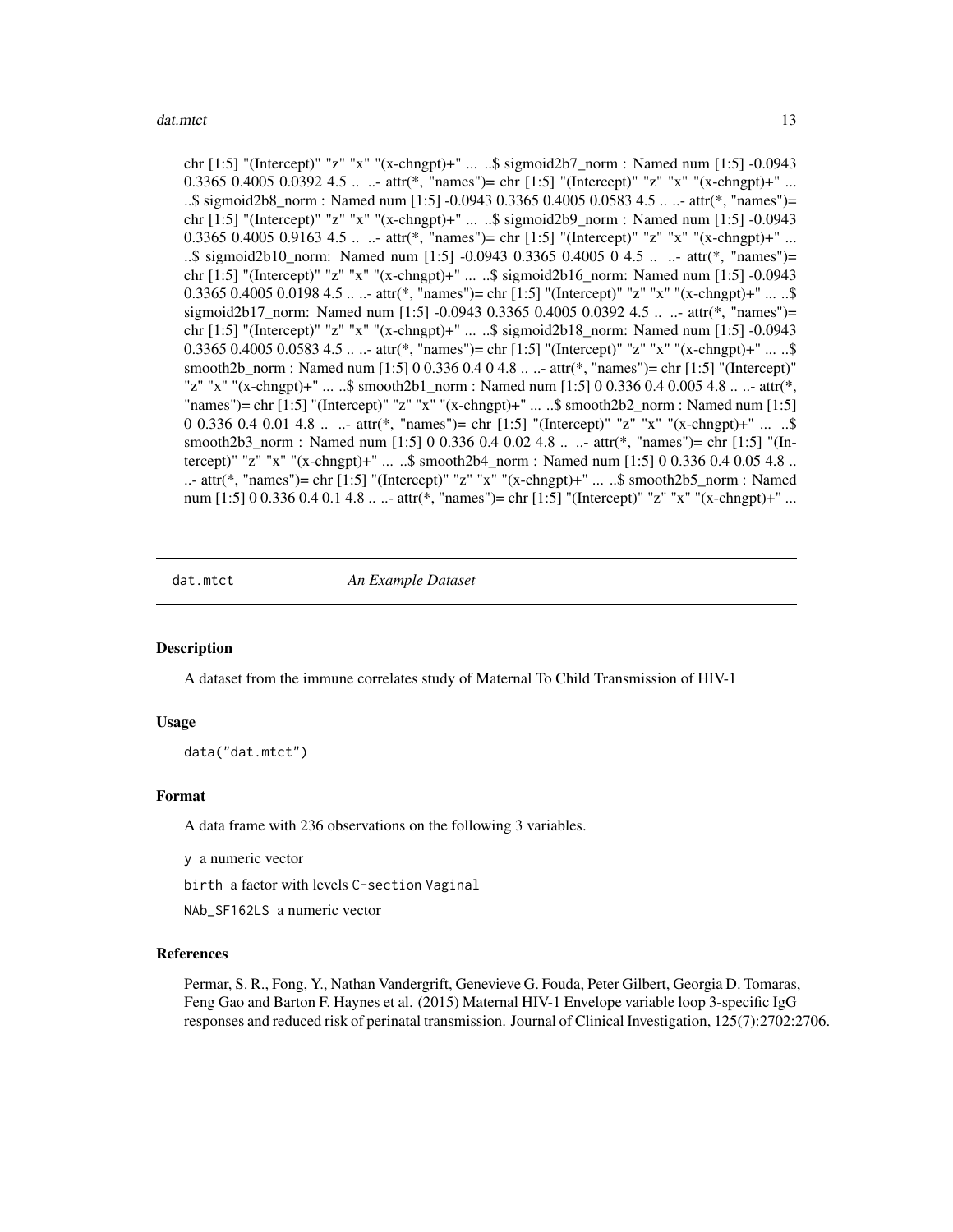chr [1:5] "(Intercept)" "z" "x" "(x-chngpt)+" ... ..$ sigmoid2b7_norm : Named num [1:5] -0.0943 0.3365 0.4005 0.0392 4.5 .. ..- attr(*, "names")= chr [1:5] "(Intercept)" "z" "x" "(x-chngpt)+" ... ..$ sigmoid2b8_norm : Named num [1:5] -0.0943 0.3365 0.4005 0.0583 4.5 .. ..- attr(*, "names")= chr [1:5] "(Intercept)" "z" "x" "(x-chngpt)+" ... ..$ sigmoid2b9_norm : Named num [1:5] -0.0943 0.3365 0.4005 0.9163 4.5 .. ..- attr(*, "names")= chr [1:5] "(Intercept)" "z" "x" "(x-chngpt)+" ... ..$ sigmoid2b10_norm: Named num [1:5] -0.0943 0.3365 0.4005 0 4.5 .. ..- attr(*, "names")= chr [1:5] "(Intercept)" "z" "x" "(x-chngpt)+" ... ..$ sigmoid2b16_norm: Named num [1:5] -0.0943 0.3365 0.4005 0.0198 4.5 .. ..- attr(*, "names")= chr [1:5] "(Intercept)" "z" "x" "(x-chngpt)+" ... ..$ sigmoid2b17_norm: Named num [1:5] -0.0943 0.3365 0.4005 0.0392 4.5 .. ..- attr(*, "names")= chr [1:5] "(Intercept)" "z" "x" "(x-chngpt)+" ... ..$ sigmoid2b18_norm: Named num [1:5] -0.0943 0.3365 0.4005 0.0583 4.5 .. ..- attr(*, "names")= chr [1:5] "(Intercept)" "z" "x" "(x-chngpt)+" ... ..$ smooth2b_norm : Named num [1:5] 0 0.336 0.4 0 4.8 .. ..- attr(*, "names")= chr [1:5] "(Intercept)" "z" "x" "(x-chngpt)+" ... ..$ smooth2b1_norm : Named num [1:5] 0 0.336 0.4 0.005 4.8 .. ..- attr(*, "names")= chr [1:5] "(Intercept)" "z" "x" "(x-chngpt)+" ... ..$ smooth2b2_norm : Named num [1:5] 0 0.336 0.4 0.01 4.8 .. ..- attr(*, "names")= chr [1:5] "(Intercept)" "z" "x" "(x-chngpt)+" ... ..$ smooth2b3_norm : Named num [1:5] 0 0.336 0.4 0.02 4.8 .. ..- attr(*, "names")= chr [1:5] "(Intercept)" "z" "x" "(x-chngpt)+" ... ..$ smooth2b4_norm : Named num [1:5] 0 0.336 0.4 0.05 4.8 .. ..- attr(*, "names")= chr [1:5] "(Intercept)" "z" "x" "(x-chngpt)+" ... ..$ smooth2b5_norm : Named num [1:5] 0 0.336 0.4 0.1 4.8 .. ..- attr(*, "names")= chr [1:5] "(Intercept)" "z" "x" "(x-chngpt)+" ...

## dat.mtct *An Example Dataset*

### Description

A dataset from the immune correlates study of Maternal To Child Transmission of HIV-1

### Usage

```
data("dat.mtct")
```

### Format

A data frame with 236 observations on the following 3 variables.

`y` a numeric vector

`birth` a factor with levels `C-section` `Vaginal`

`NAb_SF162LS` a numeric vector

### References

Permar, S. R., Fong, Y., Nathan Vandergrift, Genevieve G. Fouda, Peter Gilbert, Georgia D. Tomaras, Feng Gao and Barton F. Haynes et al. (2015) Maternal HIV-1 Envelope variable loop 3-specific IgG responses and reduced risk of perinatal transmission. Journal of Clinical Investigation, 125(7):2702:2706.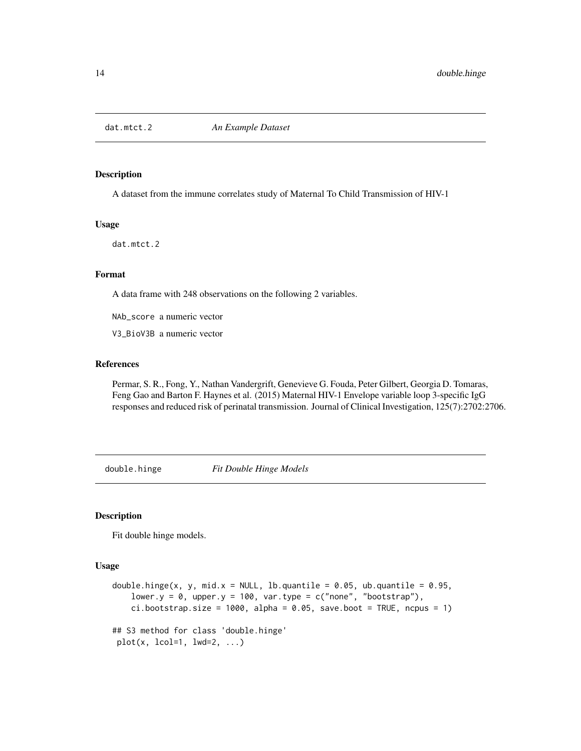## dat.mtct.2 *An Example Dataset*

### Description

A dataset from the immune correlates study of Maternal To Child Transmission of HIV-1

### Usage

```
dat.mtct.2
```

### Format

A data frame with 248 observations on the following 2 variables.

`NAb_score` a numeric vector

`V3_BioV3B` a numeric vector

### References

Permar, S. R., Fong, Y., Nathan Vandergrift, Genevieve G. Fouda, Peter Gilbert, Georgia D. Tomaras, Feng Gao and Barton F. Haynes et al. (2015) Maternal HIV-1 Envelope variable loop 3-specific IgG responses and reduced risk of perinatal transmission. Journal of Clinical Investigation, 125(7):2702:2706.

## double.hinge *Fit Double Hinge Models*

### Description

Fit double hinge models.

### Usage

```
double.hinge(x, y, mid.x = NULL, lb.quantile = 0.05, ub.quantile = 0.95,
    lower.y = 0, upper.y = 100, var.type = c("none", "bootstrap"),
    ci.bootstrap.size = 1000, alpha = 0.05, save.boot = TRUE, ncpus = 1)

## S3 method for class 'double.hinge'
 plot(x, lcol=1, lwd=2, ...)
```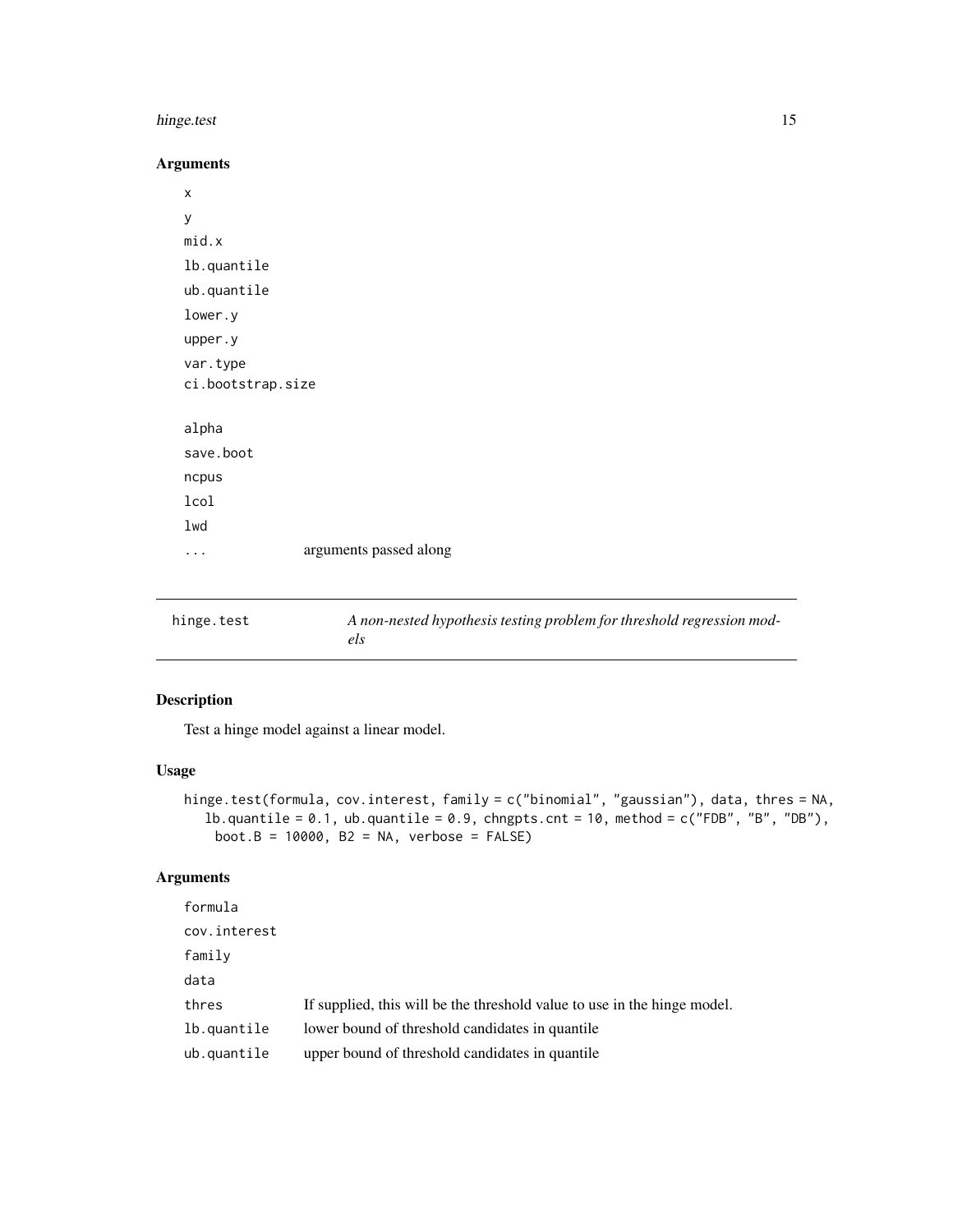### Arguments

| | |
|---|---|
| x | |
| y | |
| mid.x | |
| lb.quantile | |
| ub.quantile | |
| lower.y | |
| upper.y | |
| var.type | |
| ci.bootstrap.size | |
| alpha | |
| save.boot | |
| ncpus | |
| lcol | |
| lwd | |
| ... | arguments passed along |

---

## hinge.test — *A non-nested hypothesis testing problem for threshold regression models*

---

### Description

Test a hinge model against a linear model.

### Usage

```
hinge.test(formula, cov.interest, family = c("binomial", "gaussian"), data, thres = NA,
   lb.quantile = 0.1, ub.quantile = 0.9, chngpts.cnt = 10, method = c("FDB", "B", "DB"),
     boot.B = 10000, B2 = NA, verbose = FALSE)
```

### Arguments

| | |
|---|---|
| formula | |
| cov.interest | |
| family | |
| data | |
| thres | If supplied, this will be the threshold value to use in the hinge model. |
| lb.quantile | lower bound of threshold candidates in quantile |
| ub.quantile | upper bound of threshold candidates in quantile |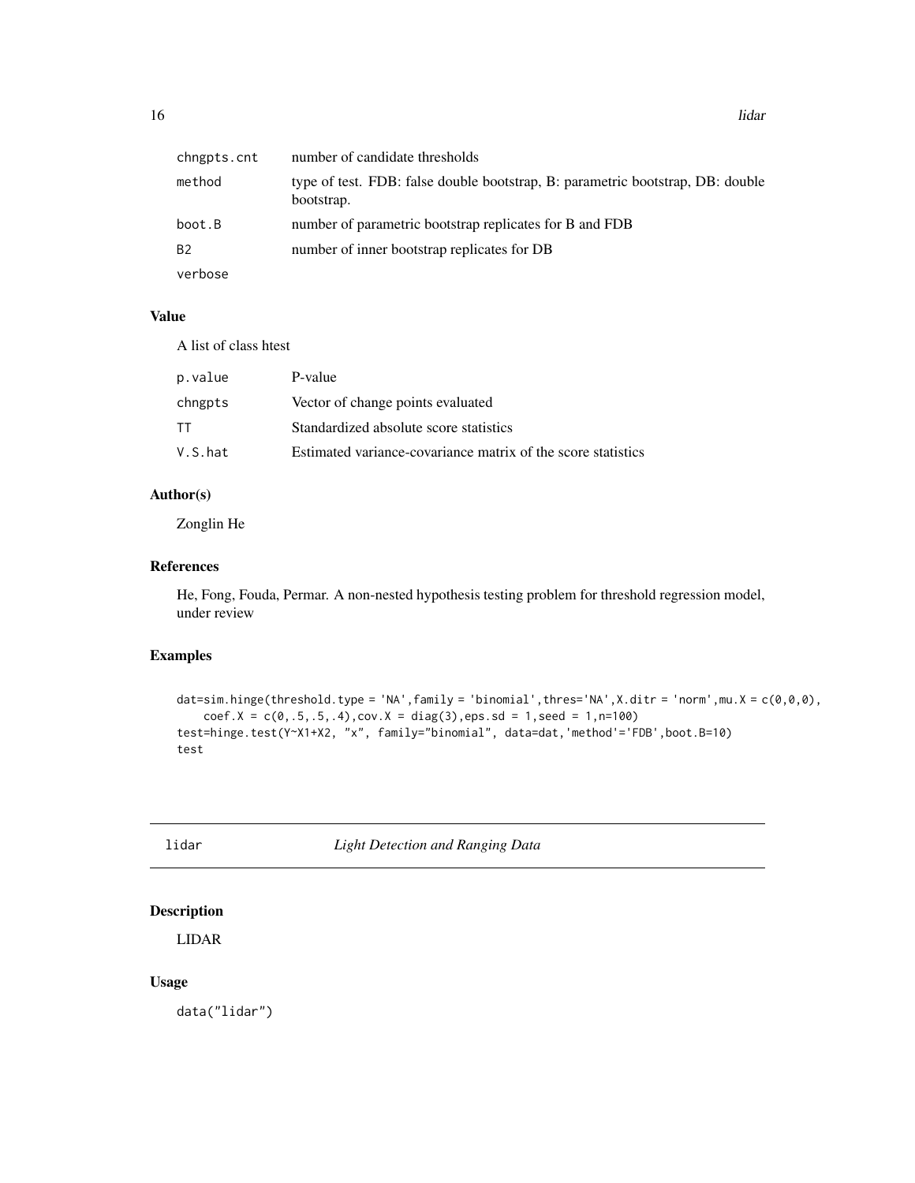| | |
|---|---|
| chngpts.cnt | number of candidate thresholds |
| method | type of test. FDB: false double bootstrap, B: parametric bootstrap, DB: double bootstrap. |
| boot.B | number of parametric bootstrap replicates for B and FDB |
| B2 | number of inner bootstrap replicates for DB |
| verbose | |

### Value

A list of class htest

| | |
|---|---|
| p.value | P-value |
| chngpts | Vector of change points evaluated |
| TT | Standardized absolute score statistics |
| V.S.hat | Estimated variance-covariance matrix of the score statistics |

### Author(s)

Zonglin He

### References

He, Fong, Fouda, Permar. A non-nested hypothesis testing problem for threshold regression model, under review

### Examples

```
dat=sim.hinge(threshold.type = 'NA',family = 'binomial',thres='NA',X.ditr = 'norm',mu.X = c(0,0,0),
    coef.X = c(0,.5,.5,.4),cov.X = diag(3),eps.sd = 1,seed = 1,n=100)
test=hinge.test(Y~X1+X2, "x", family="binomial", data=dat,'method'='FDB',boot.B=10)
test
```

---

## lidar *Light Detection and Ranging Data*

### Description

LIDAR

### Usage

```
data("lidar")
```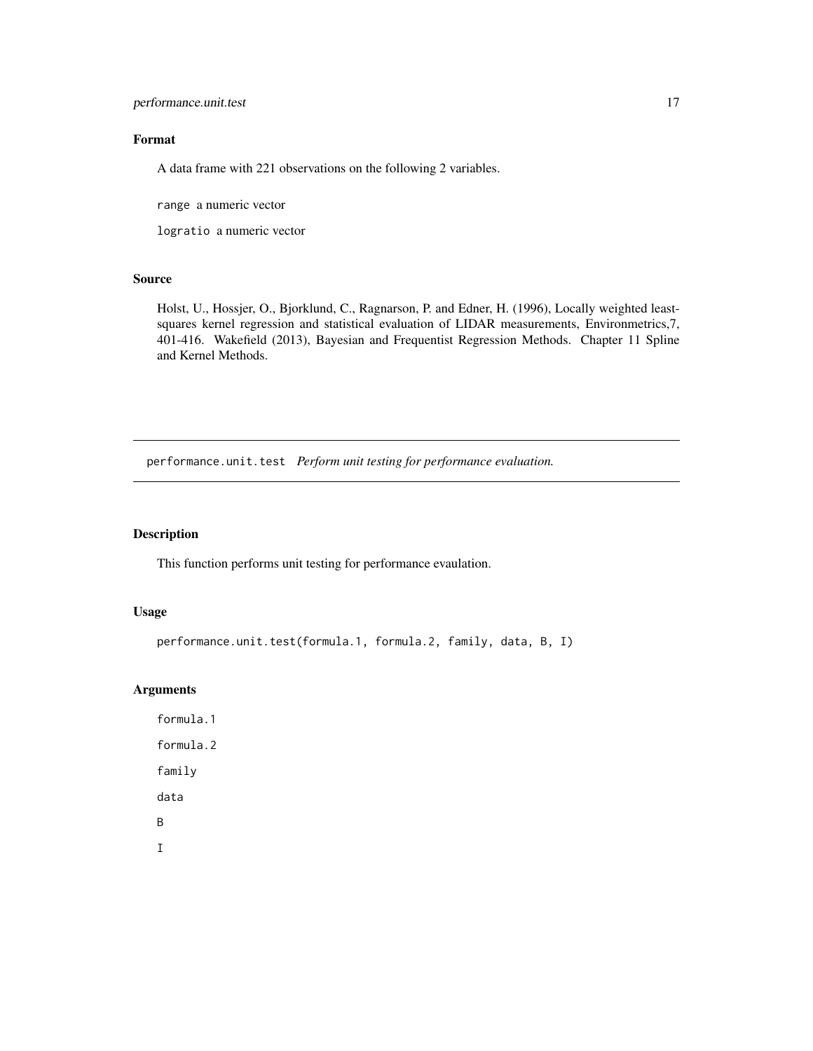## Format

A data frame with 221 observations on the following 2 variables.

`range` a numeric vector

`logratio` a numeric vector

## Source

Holst, U., Hossjer, O., Bjorklund, C., Ragnarson, P. and Edner, H. (1996), Locally weighted least-squares kernel regression and statistical evaluation of LIDAR measurements, Environmetrics,7, 401-416. Wakefield (2013), Bayesian and Frequentist Regression Methods. Chapter 11 Spline and Kernel Methods.

---

# performance.unit.test *Perform unit testing for performance evaluation.*

---

## Description

This function performs unit testing for performance evaulation.

## Usage

```
performance.unit.test(formula.1, formula.2, family, data, B, I)
```

## Arguments

`formula.1`

`formula.2`

`family`

`data`

`B`

`I`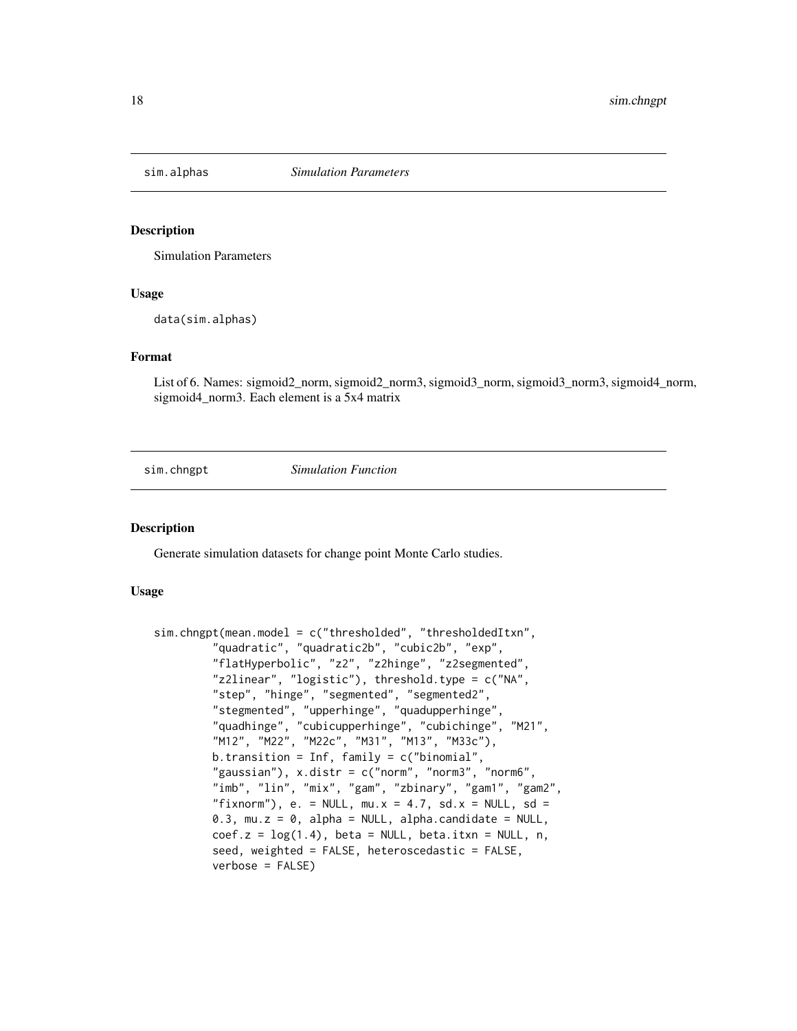## sim.alphas *Simulation Parameters*

### Description

Simulation Parameters

### Usage

```
data(sim.alphas)
```

### Format

List of 6. Names: sigmoid2_norm, sigmoid2_norm3, sigmoid3_norm, sigmoid3_norm3, sigmoid4_norm, sigmoid4_norm3. Each element is a 5x4 matrix

## sim.chngpt *Simulation Function*

### Description

Generate simulation datasets for change point Monte Carlo studies.

### Usage

```
sim.chngpt(mean.model = c("thresholded", "thresholdedItxn",
         "quadratic", "quadratic2b", "cubic2b", "exp",
         "flatHyperbolic", "z2", "z2hinge", "z2segmented",
         "z2linear", "logistic"), threshold.type = c("NA",
         "step", "hinge", "segmented", "segmented2",
         "stegmented", "upperhinge", "quadupperhinge",
         "quadhinge", "cubicupperhinge", "cubichinge", "M21",
         "M12", "M22", "M22c", "M31", "M13", "M33c"),
         b.transition = Inf, family = c("binomial",
         "gaussian"), x.distr = c("norm", "norm3", "norm6",
         "imb", "lin", "mix", "gam", "zbinary", "gam1", "gam2",
         "fixnorm"), e. = NULL, mu.x = 4.7, sd.x = NULL, sd =
         0.3, mu.z = 0, alpha = NULL, alpha.candidate = NULL,
         coef.z = log(1.4), beta = NULL, beta.itxn = NULL, n,
         seed, weighted = FALSE, heteroscedastic = FALSE,
         verbose = FALSE)
```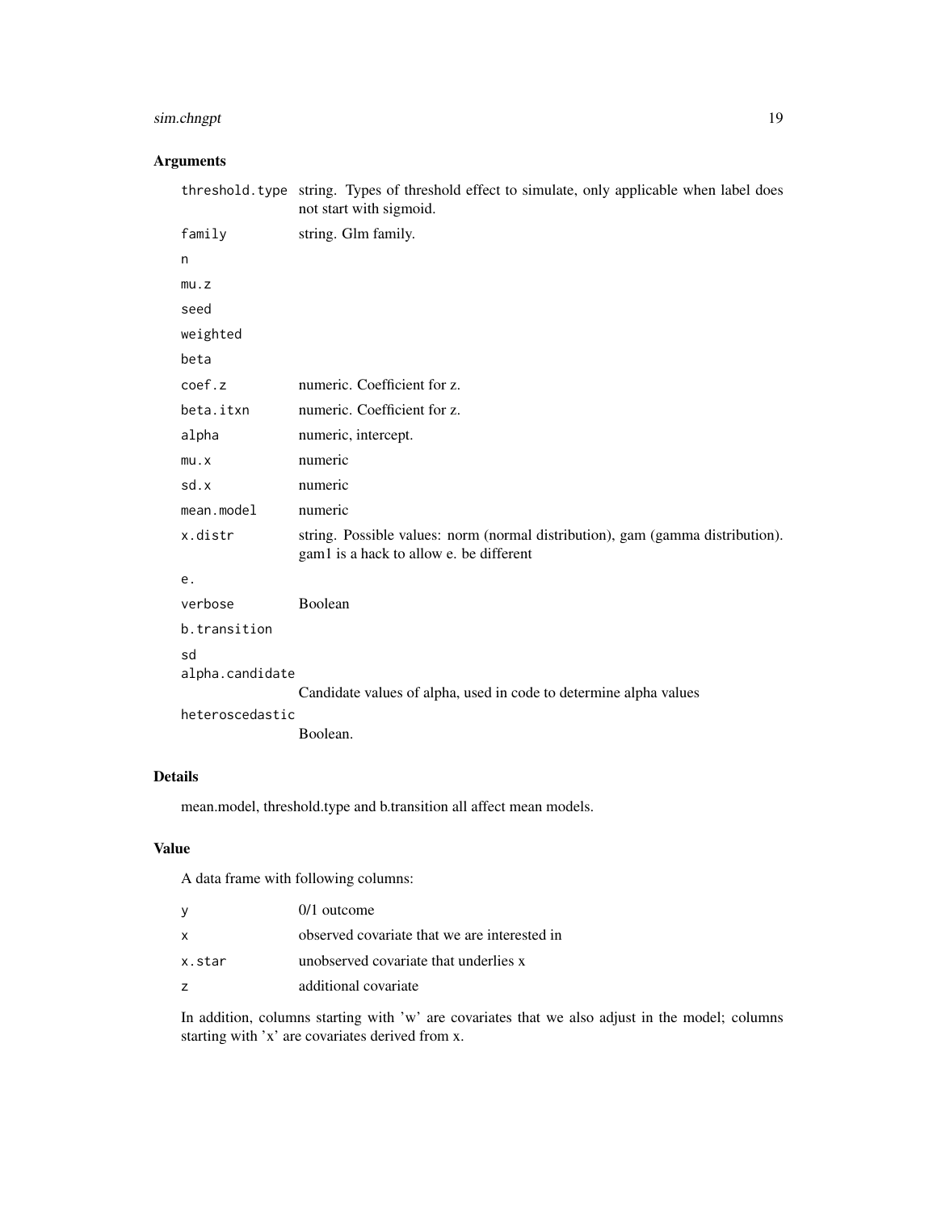### Arguments

| | |
|---|---|
| threshold.type | string. Types of threshold effect to simulate, only applicable when label does not start with sigmoid. |
| family | string. Glm family. |
| n | |
| mu.z | |
| seed | |
| weighted | |
| beta | |
| coef.z | numeric. Coefficient for z. |
| beta.itxn | numeric. Coefficient for z. |
| alpha | numeric, intercept. |
| mu.x | numeric |
| sd.x | numeric |
| mean.model | numeric |
| x.distr | string. Possible values: norm (normal distribution), gam (gamma distribution). gam1 is a hack to allow e. be different |
| e. | |
| verbose | Boolean |
| b.transition | |
| sd | |
| alpha.candidate | Candidate values of alpha, used in code to determine alpha values |
| heteroscedastic | Boolean. |

### Details

mean.model, threshold.type and b.transition all affect mean models.

### Value

A data frame with following columns:

| | |
|---|---|
| y | 0/1 outcome |
| x | observed covariate that we are interested in |
| x.star | unobserved covariate that underlies x |
| z | additional covariate |

In addition, columns starting with 'w' are covariates that we also adjust in the model; columns starting with 'x' are covariates derived from x.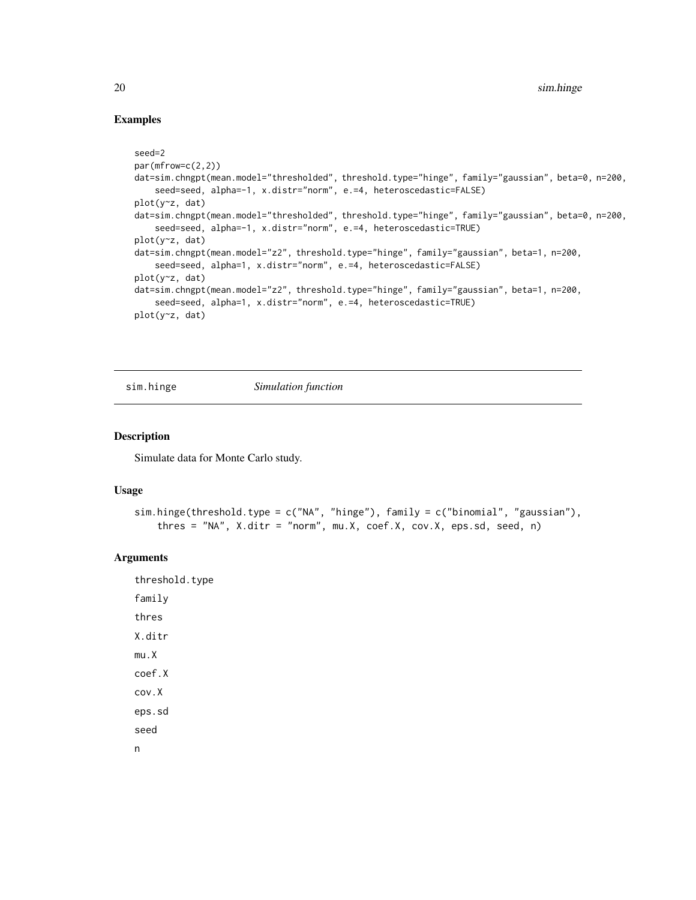## Examples

```
seed=2
par(mfrow=c(2,2))
dat=sim.chngpt(mean.model="thresholded", threshold.type="hinge", family="gaussian", beta=0, n=200,
    seed=seed, alpha=-1, x.distr="norm", e.=4, heteroscedastic=FALSE)
plot(y~z, dat)
dat=sim.chngpt(mean.model="thresholded", threshold.type="hinge", family="gaussian", beta=0, n=200,
    seed=seed, alpha=-1, x.distr="norm", e.=4, heteroscedastic=TRUE)
plot(y~z, dat)
dat=sim.chngpt(mean.model="z2", threshold.type="hinge", family="gaussian", beta=1, n=200,
    seed=seed, alpha=1, x.distr="norm", e.=4, heteroscedastic=FALSE)
plot(y~z, dat)
dat=sim.chngpt(mean.model="z2", threshold.type="hinge", family="gaussian", beta=1, n=200,
    seed=seed, alpha=1, x.distr="norm", e.=4, heteroscedastic=TRUE)
plot(y~z, dat)
```

---

# sim.hinge *Simulation function*

---

## Description

Simulate data for Monte Carlo study.

## Usage

```
sim.hinge(threshold.type = c("NA", "hinge"), family = c("binomial", "gaussian"),
    thres = "NA", X.ditr = "norm", mu.X, coef.X, cov.X, eps.sd, seed, n)
```

## Arguments

threshold.type

family

thres

X.ditr

mu.X

coef.X

cov.X

eps.sd

seed

n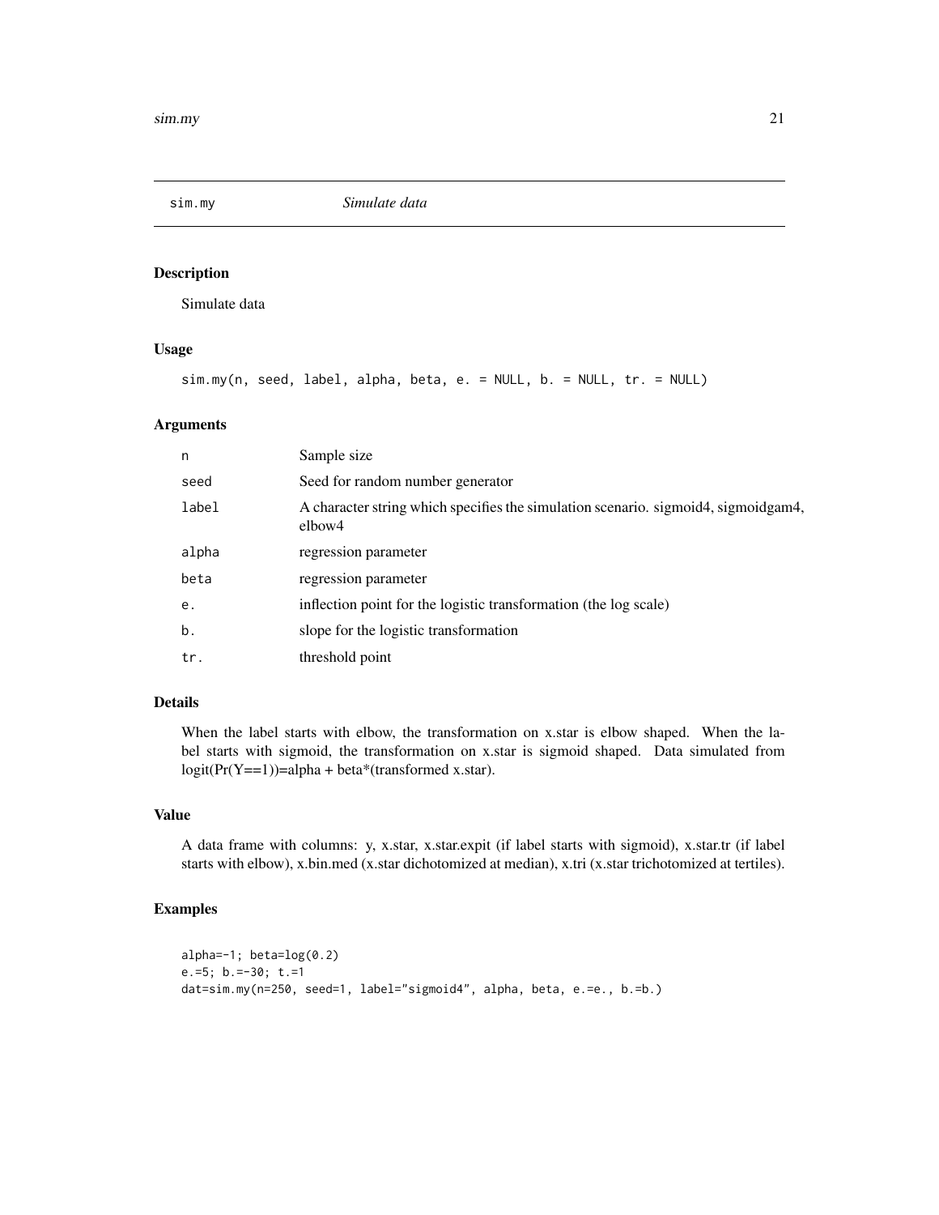## sim.my — *Simulate data*

### Description

Simulate data

### Usage

```
sim.my(n, seed, label, alpha, beta, e. = NULL, b. = NULL, tr. = NULL)
```

### Arguments

| | |
|---|---|
| n | Sample size |
| seed | Seed for random number generator |
| label | A character string which specifies the simulation scenario. sigmoid4, sigmoidgam4, elbow4 |
| alpha | regression parameter |
| beta | regression parameter |
| e. | inflection point for the logistic transformation (the log scale) |
| b. | slope for the logistic transformation |
| tr. | threshold point |

### Details

When the label starts with elbow, the transformation on x.star is elbow shaped. When the label starts with sigmoid, the transformation on x.star is sigmoid shaped. Data simulated from logit(Pr(Y==1))=alpha + beta*(transformed x.star).

### Value

A data frame with columns: y, x.star, x.star.expit (if label starts with sigmoid), x.star.tr (if label starts with elbow), x.bin.med (x.star dichotomized at median), x.tri (x.star trichotomized at tertiles).

### Examples

```
alpha=-1; beta=log(0.2)
e.=5; b.=-30; t.=1
dat=sim.my(n=250, seed=1, label="sigmoid4", alpha, beta, e.=e., b.=b.)
```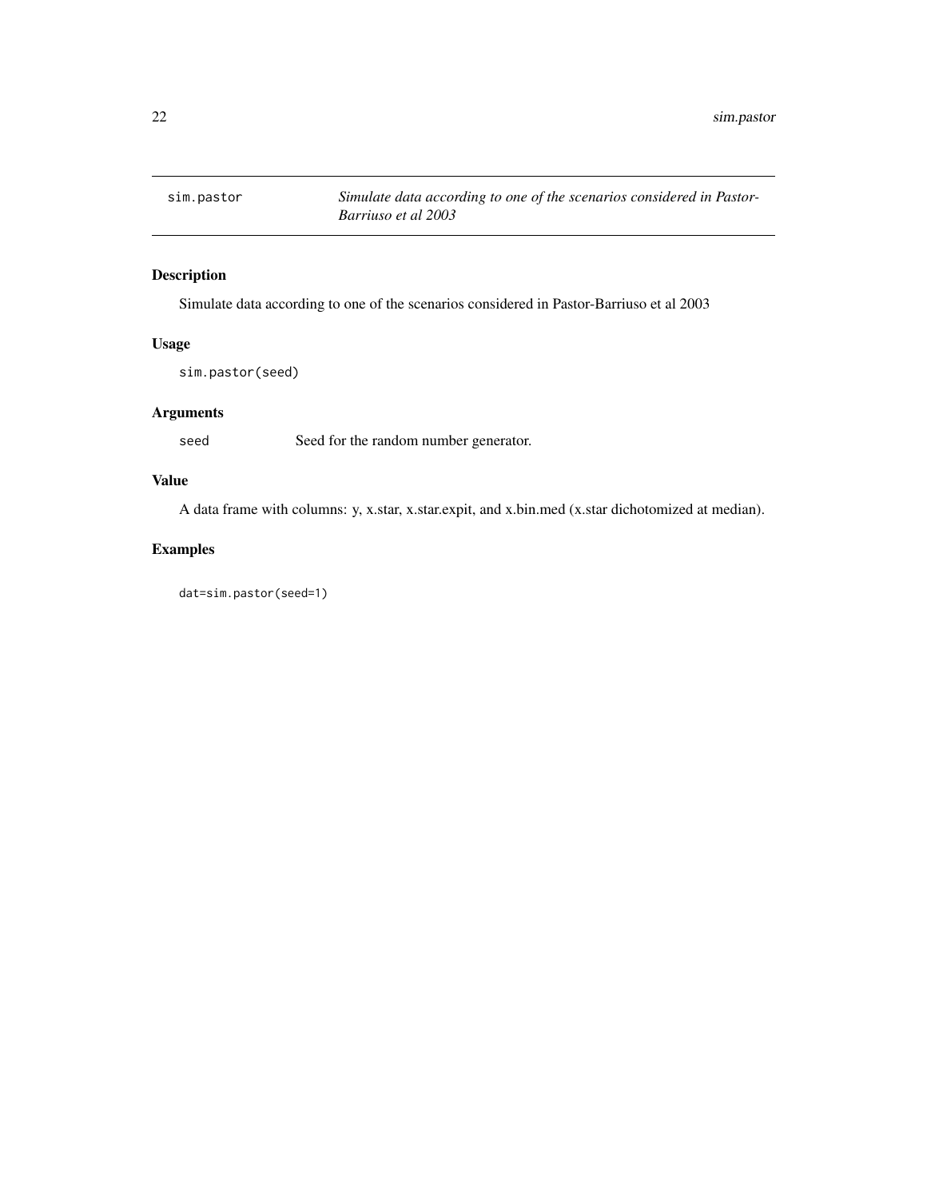# sim.pastor

*Simulate data according to one of the scenarios considered in Pastor-Barriuso et al 2003*

## Description

Simulate data according to one of the scenarios considered in Pastor-Barriuso et al 2003

## Usage

```
sim.pastor(seed)
```

## Arguments

`seed` Seed for the random number generator.

## Value

A data frame with columns: y, x.star, x.star.expit, and x.bin.med (x.star dichotomized at median).

## Examples

```
dat=sim.pastor(seed=1)
```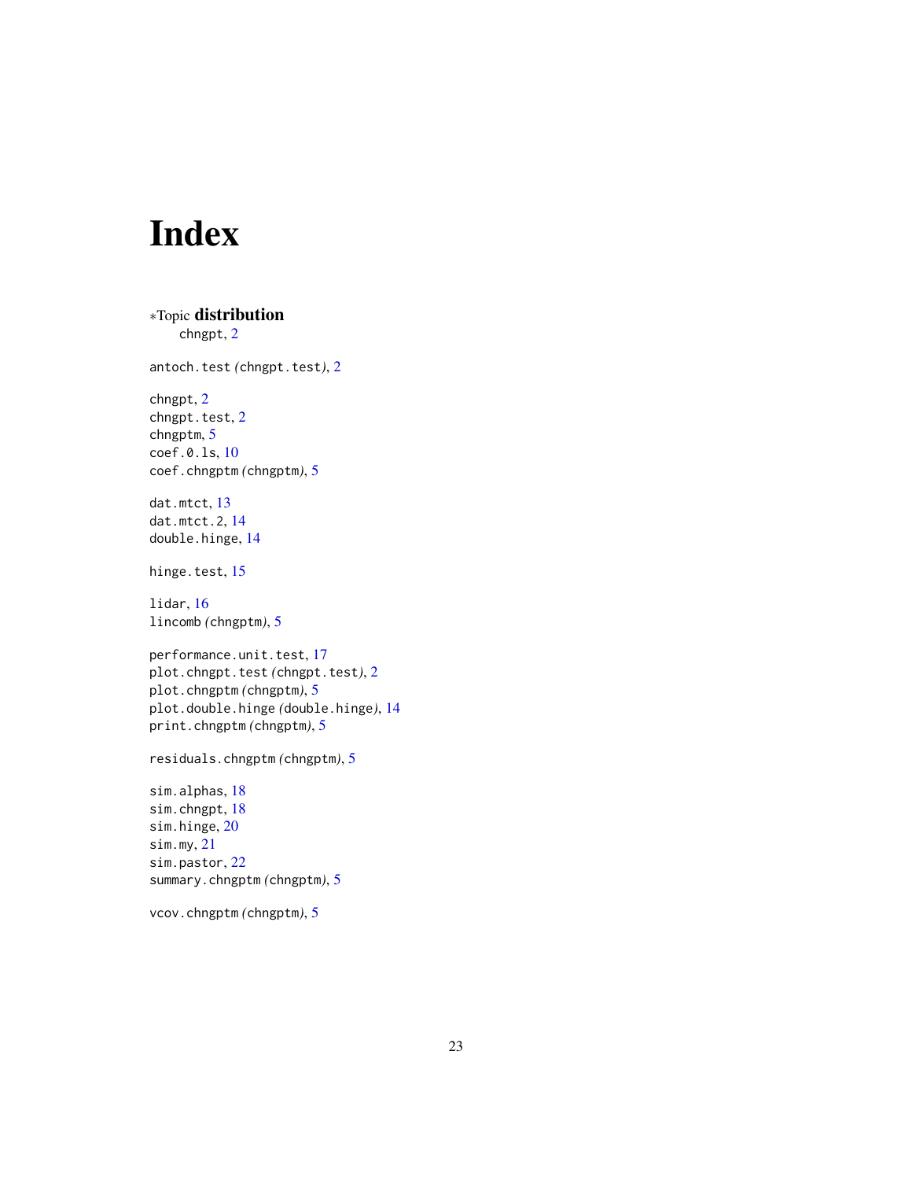# Index

*Topic **distribution**

chngpt, 2

antoch.test (chngpt.test), 2

chngpt, 2
chngpt.test, 2
chngptm, 5
coef.0.ls, 10
coef.chngptm (chngptm), 5

dat.mtct, 13
dat.mtct.2, 14
double.hinge, 14

hinge.test, 15

lidar, 16
lincomb (chngptm), 5

performance.unit.test, 17
plot.chngpt.test (chngpt.test), 2
plot.chngptm (chngptm), 5
plot.double.hinge (double.hinge), 14
print.chngptm (chngptm), 5

residuals.chngptm (chngptm), 5

sim.alphas, 18
sim.chngpt, 18
sim.hinge, 20
sim.my, 21
sim.pastor, 22
summary.chngptm (chngptm), 5

vcov.chngptm (chngptm), 5